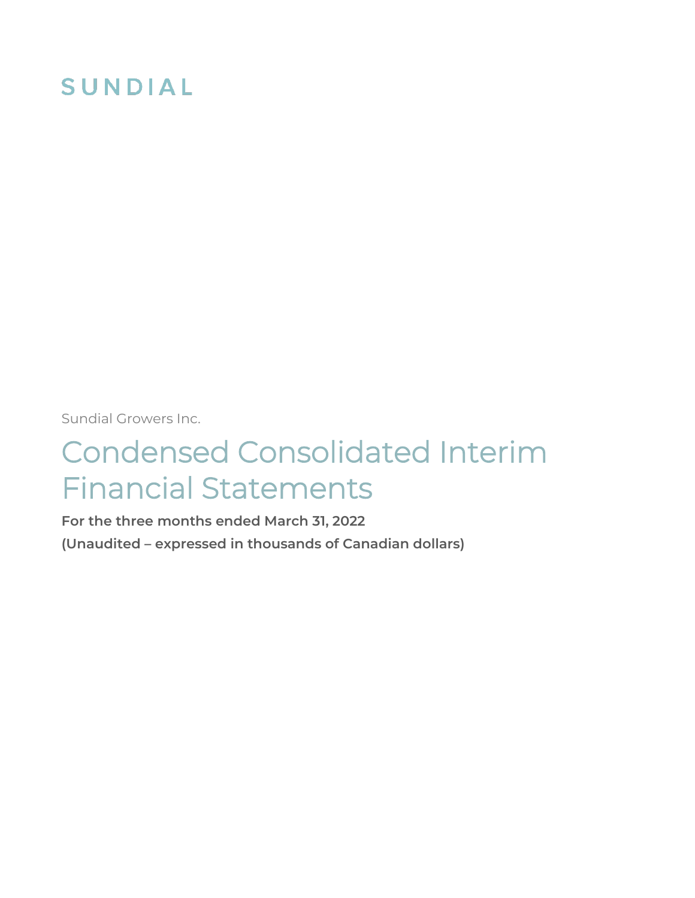SUNDIAL

Sundial Growers Inc.

# Condensed Consolidated Interim Financial Statements

**For the three months ended March 31, 2022**

**(Unaudited – expressed in thousands of Canadian dollars)**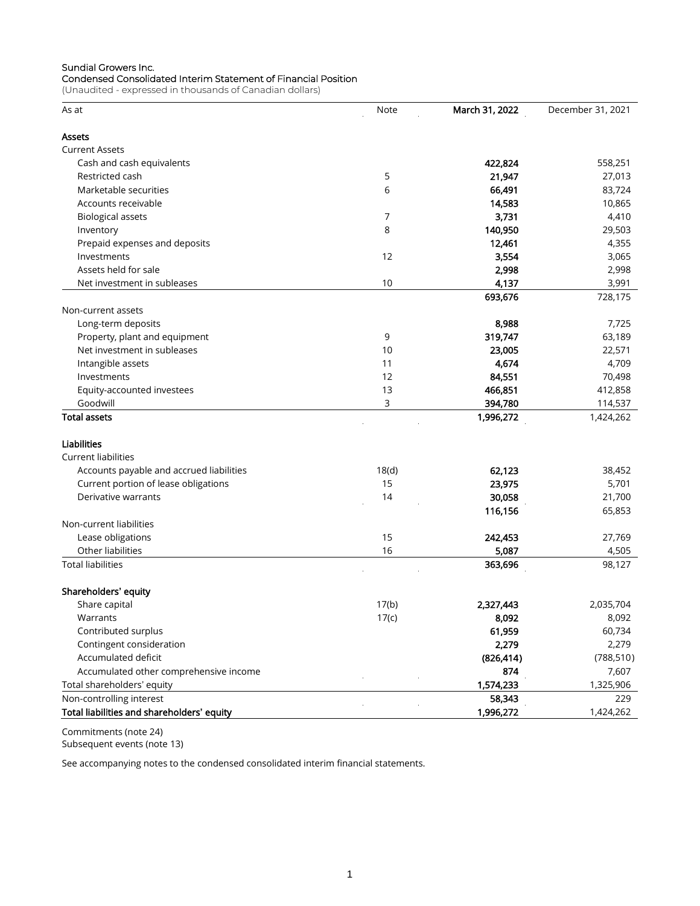Sundial Growers Inc.
Condensed Consolidated Interim Statement of Financial Position
(Unaudited - expressed in thousands of Canadian dollars)

| As at | Note | **March 31, 2022** | December 31, 2021 |
|---|---|---|---|
| **Assets** | | | |
| Current Assets | | | |
| Cash and cash equivalents | | **422,824** | 558,251 |
| Restricted cash | 5 | **21,947** | 27,013 |
| Marketable securities | 6 | **66,491** | 83,724 |
| Accounts receivable | | **14,583** | 10,865 |
| Biological assets | 7 | **3,731** | 4,410 |
| Inventory | 8 | **140,950** | 29,503 |
| Prepaid expenses and deposits | | **12,461** | 4,355 |
| Investments | 12 | **3,554** | 3,065 |
| Assets held for sale | | **2,998** | 2,998 |
| Net investment in subleases | 10 | **4,137** | 3,991 |
| | | **693,676** | 728,175 |
| Non-current assets | | | |
| Long-term deposits | | **8,988** | 7,725 |
| Property, plant and equipment | 9 | **319,747** | 63,189 |
| Net investment in subleases | 10 | **23,005** | 22,571 |
| Intangible assets | 11 | **4,674** | 4,709 |
| Investments | 12 | **84,551** | 70,498 |
| Equity-accounted investees | 13 | **466,851** | 412,858 |
| Goodwill | 3 | **394,780** | 114,537 |
| **Total assets** | | **1,996,272** | 1,424,262 |
| **Liabilities** | | | |
| Current liabilities | | | |
| Accounts payable and accrued liabilities | 18(d) | **62,123** | 38,452 |
| Current portion of lease obligations | 15 | **23,975** | 5,701 |
| Derivative warrants | 14 | **30,058** | 21,700 |
| | | **116,156** | 65,853 |
| Non-current liabilities | | | |
| Lease obligations | 15 | **242,453** | 27,769 |
| Other liabilities | 16 | **5,087** | 4,505 |
| Total liabilities | | **363,696** | 98,127 |
| **Shareholders' equity** | | | |
| Share capital | 17(b) | **2,327,443** | 2,035,704 |
| Warrants | 17(c) | **8,092** | 8,092 |
| Contributed surplus | | **61,959** | 60,734 |
| Contingent consideration | | **2,279** | 2,279 |
| Accumulated deficit | | **(826,414)** | (788,510) |
| Accumulated other comprehensive income | | **874** | 7,607 |
| Total shareholders' equity | | **1,574,233** | 1,325,906 |
| Non-controlling interest | | **58,343** | 229 |
| **Total liabilities and shareholders' equity** | | **1,996,272** | 1,424,262 |

Commitments (note 24)
Subsequent events (note 13)

See accompanying notes to the condensed consolidated interim financial statements.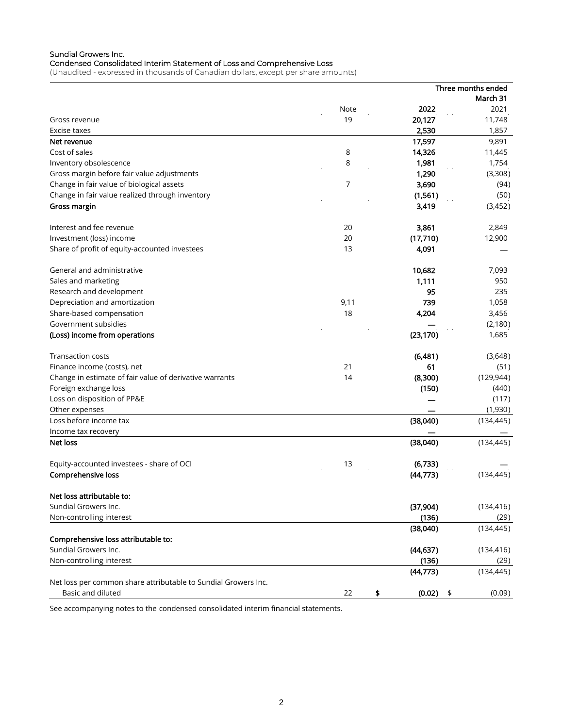Sundial Growers Inc.

Condensed Consolidated Interim Statement of Loss and Comprehensive Loss

(Unaudited - expressed in thousands of Canadian dollars, except per share amounts)

| | | Three months ended March 31 | |
|---|---|---|---|
| | Note | **2022** | 2021 |
| Gross revenue | 19 | **20,127** | 11,748 |
| Excise taxes | | **2,530** | 1,857 |
| **Net revenue** | | **17,597** | 9,891 |
| Cost of sales | 8 | **14,326** | 11,445 |
| Inventory obsolescence | 8 | **1,981** | 1,754 |
| Gross margin before fair value adjustments | | **1,290** | (3,308) |
| Change in fair value of biological assets | 7 | **3,690** | (94) |
| Change in fair value realized through inventory | | **(1,561)** | (50) |
| **Gross margin** | | **3,419** | (3,452) |
| | | | |
| Interest and fee revenue | 20 | **3,861** | 2,849 |
| Investment (loss) income | 20 | **(17,710)** | 12,900 |
| Share of profit of equity-accounted investees | 13 | **4,091** | — |
| | | | |
| General and administrative | | **10,682** | 7,093 |
| Sales and marketing | | **1,111** | 950 |
| Research and development | | **95** | 235 |
| Depreciation and amortization | 9,11 | **739** | 1,058 |
| Share-based compensation | 18 | **4,204** | 3,456 |
| Government subsidies | | **—** | (2,180) |
| **(Loss) income from operations** | | **(23,170)** | 1,685 |
| | | | |
| Transaction costs | | **(6,481)** | (3,648) |
| Finance income (costs), net | 21 | **61** | (51) |
| Change in estimate of fair value of derivative warrants | 14 | **(8,300)** | (129,944) |
| Foreign exchange loss | | **(150)** | (440) |
| Loss on disposition of PP&E | | **—** | (117) |
| Other expenses | | **—** | (1,930) |
| Loss before income tax | | **(38,040)** | (134,445) |
| Income tax recovery | | **—** | — |
| **Net loss** | | **(38,040)** | (134,445) |
| | | | |
| Equity-accounted investees - share of OCI | 13 | **(6,733)** | — |
| **Comprehensive loss** | | **(44,773)** | (134,445) |
| | | | |
| **Net loss attributable to:** | | | |
| Sundial Growers Inc. | | **(37,904)** | (134,416) |
| Non-controlling interest | | **(136)** | (29) |
| | | **(38,040)** | (134,445) |
| **Comprehensive loss attributable to:** | | | |
| Sundial Growers Inc. | | **(44,637)** | (134,416) |
| Non-controlling interest | | **(136)** | (29) |
| | | **(44,773)** | (134,445) |
| Net loss per common share attributable to Sundial Growers Inc. | | | |
| Basic and diluted | 22 | **$ (0.02)** | $ (0.09) |

See accompanying notes to the condensed consolidated interim financial statements.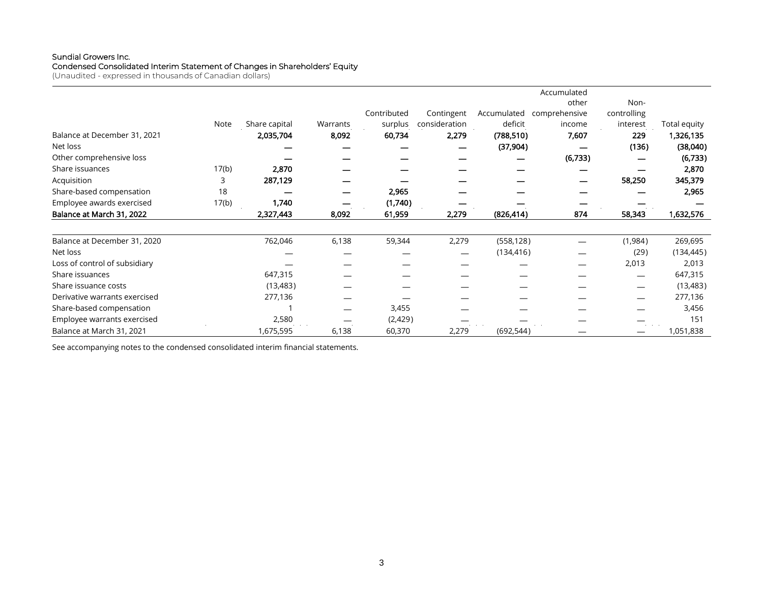Sundial Growers Inc.
Condensed Consolidated Interim Statement of Changes in Shareholders' Equity
(Unaudited - expressed in thousands of Canadian dollars)

| | Note | Share capital | Warrants | Contributed surplus | Contingent consideration | Accumulated deficit | Accumulated other comprehensive income | Non-controlling interest | Total equity |
|---|---|---|---|---|---|---|---|---|---|
| **Balance at December 31, 2021** | | **2,035,704** | **8,092** | **60,734** | **2,279** | **(788,510)** | **7,607** | **229** | **1,326,135** |
| Net loss | | **—** | **—** | **—** | **—** | **(37,904)** | **—** | **(136)** | **(38,040)** |
| Other comprehensive loss | | **—** | **—** | **—** | **—** | **—** | **(6,733)** | **—** | **(6,733)** |
| Share issuances | 17(b) | **2,870** | **—** | **—** | **—** | **—** | **—** | **—** | **2,870** |
| Acquisition | 3 | **287,129** | **—** | **—** | **—** | **—** | **—** | **58,250** | **345,379** |
| Share-based compensation | 18 | **—** | **—** | **2,965** | **—** | **—** | **—** | **—** | **2,965** |
| Employee awards exercised | 17(b) | **1,740** | **—** | **(1,740)** | **—** | **—** | **—** | **—** | **—** |
| **Balance at March 31, 2022** | | **2,327,443** | **8,092** | **61,959** | **2,279** | **(826,414)** | **874** | **58,343** | **1,632,576** |
| | | | | | | | | | |
| Balance at December 31, 2020 | | 762,046 | 6,138 | 59,344 | 2,279 | (558,128) | — | (1,984) | 269,695 |
| Net loss | | — | — | — | — | (134,416) | — | (29) | (134,445) |
| Loss of control of subsidiary | | — | — | — | — | — | — | 2,013 | 2,013 |
| Share issuances | | 647,315 | — | — | — | — | — | — | 647,315 |
| Share issuance costs | | (13,483) | — | — | — | — | — | — | (13,483) |
| Derivative warrants exercised | | 277,136 | — | — | — | — | — | — | 277,136 |
| Share-based compensation | | 1 | — | 3,455 | — | — | — | — | 3,456 |
| Employee warrants exercised | | 2,580 | — | (2,429) | — | — | — | — | 151 |
| Balance at March 31, 2021 | | 1,675,595 | 6,138 | 60,370 | 2,279 | (692,544) | — | — | 1,051,838 |

See accompanying notes to the condensed consolidated interim financial statements.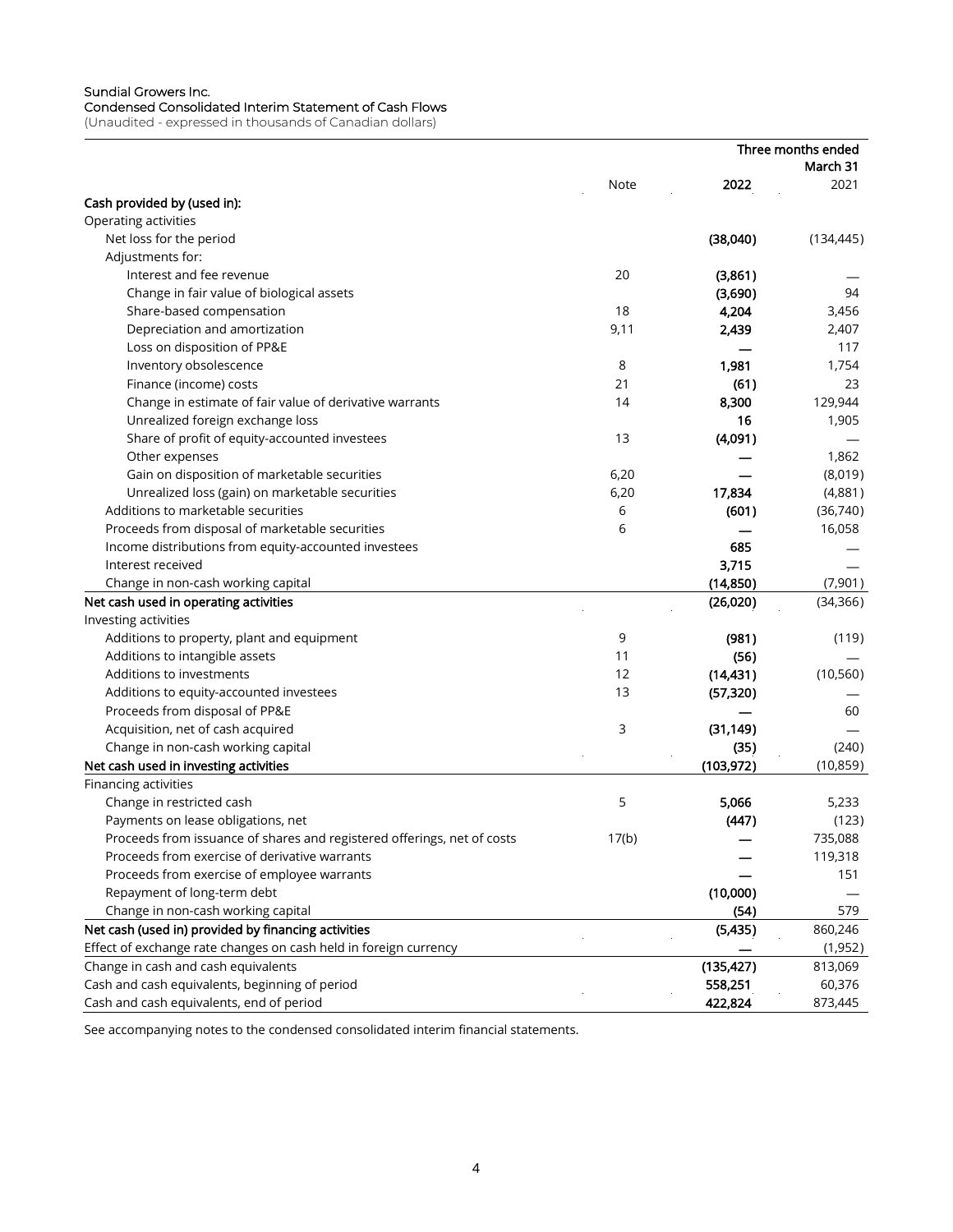Sundial Growers Inc.
Condensed Consolidated Interim Statement of Cash Flows
(Unaudited - expressed in thousands of Canadian dollars)

| | Note | Three months ended March 31 2022 | 2021 |
|---|---|---|---|
| **Cash provided by (used in):** | | | |
| Operating activities | | | |
| Net loss for the period | | **(38,040)** | (134,445) |
| Adjustments for: | | | |
| Interest and fee revenue | 20 | **(3,861)** | — |
| Change in fair value of biological assets | | **(3,690)** | 94 |
| Share-based compensation | 18 | **4,204** | 3,456 |
| Depreciation and amortization | 9,11 | **2,439** | 2,407 |
| Loss on disposition of PP&E | | **—** | 117 |
| Inventory obsolescence | 8 | **1,981** | 1,754 |
| Finance (income) costs | 21 | **(61)** | 23 |
| Change in estimate of fair value of derivative warrants | 14 | **8,300** | 129,944 |
| Unrealized foreign exchange loss | | **16** | 1,905 |
| Share of profit of equity-accounted investees | 13 | **(4,091)** | — |
| Other expenses | | **—** | 1,862 |
| Gain on disposition of marketable securities | 6,20 | **—** | (8,019) |
| Unrealized loss (gain) on marketable securities | 6,20 | **17,834** | (4,881) |
| Additions to marketable securities | 6 | **(601)** | (36,740) |
| Proceeds from disposal of marketable securities | 6 | **—** | 16,058 |
| Income distributions from equity-accounted investees | | **685** | — |
| Interest received | | **3,715** | — |
| Change in non-cash working capital | | **(14,850)** | (7,901) |
| **Net cash used in operating activities** | | **(26,020)** | (34,366) |
| Investing activities | | | |
| Additions to property, plant and equipment | 9 | **(981)** | (119) |
| Additions to intangible assets | 11 | **(56)** | — |
| Additions to investments | 12 | **(14,431)** | (10,560) |
| Additions to equity-accounted investees | 13 | **(57,320)** | — |
| Proceeds from disposal of PP&E | | **—** | 60 |
| Acquisition, net of cash acquired | 3 | **(31,149)** | — |
| Change in non-cash working capital | | **(35)** | (240) |
| **Net cash used in investing activities** | | **(103,972)** | (10,859) |
| Financing activities | | | |
| Change in restricted cash | 5 | **5,066** | 5,233 |
| Payments on lease obligations, net | | **(447)** | (123) |
| Proceeds from issuance of shares and registered offerings, net of costs | 17(b) | **—** | 735,088 |
| Proceeds from exercise of derivative warrants | | **—** | 119,318 |
| Proceeds from exercise of employee warrants | | **—** | 151 |
| Repayment of long-term debt | | **(10,000)** | — |
| Change in non-cash working capital | | **(54)** | 579 |
| **Net cash (used in) provided by financing activities** | | **(5,435)** | 860,246 |
| Effect of exchange rate changes on cash held in foreign currency | | **—** | (1,952) |
| Change in cash and cash equivalents | | **(135,427)** | 813,069 |
| Cash and cash equivalents, beginning of period | | **558,251** | 60,376 |
| Cash and cash equivalents, end of period | | **422,824** | 873,445 |

See accompanying notes to the condensed consolidated interim financial statements.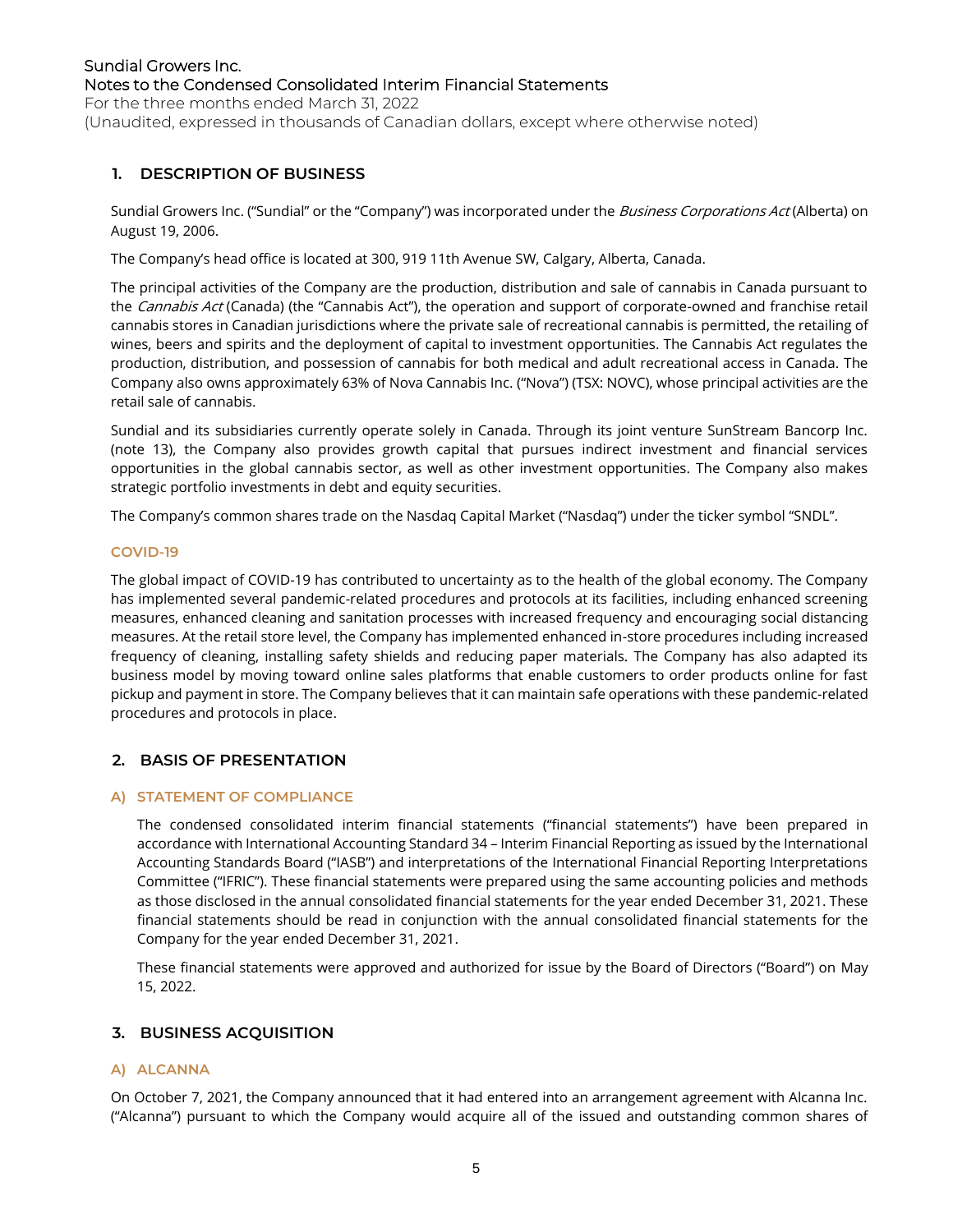## 1. DESCRIPTION OF BUSINESS

Sundial Growers Inc. ("Sundial" or the "Company") was incorporated under the *Business Corporations Act* (Alberta) on August 19, 2006.

The Company's head office is located at 300, 919 11th Avenue SW, Calgary, Alberta, Canada.

The principal activities of the Company are the production, distribution and sale of cannabis in Canada pursuant to the *Cannabis Act* (Canada) (the "Cannabis Act"), the operation and support of corporate-owned and franchise retail cannabis stores in Canadian jurisdictions where the private sale of recreational cannabis is permitted, the retailing of wines, beers and spirits and the deployment of capital to investment opportunities. The Cannabis Act regulates the production, distribution, and possession of cannabis for both medical and adult recreational access in Canada. The Company also owns approximately 63% of Nova Cannabis Inc. ("Nova") (TSX: NOVC), whose principal activities are the retail sale of cannabis.

Sundial and its subsidiaries currently operate solely in Canada. Through its joint venture SunStream Bancorp Inc. (note 13), the Company also provides growth capital that pursues indirect investment and financial services opportunities in the global cannabis sector, as well as other investment opportunities. The Company also makes strategic portfolio investments in debt and equity securities.

The Company's common shares trade on the Nasdaq Capital Market ("Nasdaq") under the ticker symbol "SNDL".

### COVID-19

The global impact of COVID-19 has contributed to uncertainty as to the health of the global economy. The Company has implemented several pandemic-related procedures and protocols at its facilities, including enhanced screening measures, enhanced cleaning and sanitation processes with increased frequency and encouraging social distancing measures. At the retail store level, the Company has implemented enhanced in-store procedures including increased frequency of cleaning, installing safety shields and reducing paper materials. The Company has also adapted its business model by moving toward online sales platforms that enable customers to order products online for fast pickup and payment in store. The Company believes that it can maintain safe operations with these pandemic-related procedures and protocols in place.

## 2. BASIS OF PRESENTATION

### A) STATEMENT OF COMPLIANCE

The condensed consolidated interim financial statements ("financial statements") have been prepared in accordance with International Accounting Standard 34 – Interim Financial Reporting as issued by the International Accounting Standards Board ("IASB") and interpretations of the International Financial Reporting Interpretations Committee ("IFRIC"). These financial statements were prepared using the same accounting policies and methods as those disclosed in the annual consolidated financial statements for the year ended December 31, 2021. These financial statements should be read in conjunction with the annual consolidated financial statements for the Company for the year ended December 31, 2021.

These financial statements were approved and authorized for issue by the Board of Directors ("Board") on May 15, 2022.

## 3. BUSINESS ACQUISITION

### A) ALCANNA

On October 7, 2021, the Company announced that it had entered into an arrangement agreement with Alcanna Inc. ("Alcanna") pursuant to which the Company would acquire all of the issued and outstanding common shares of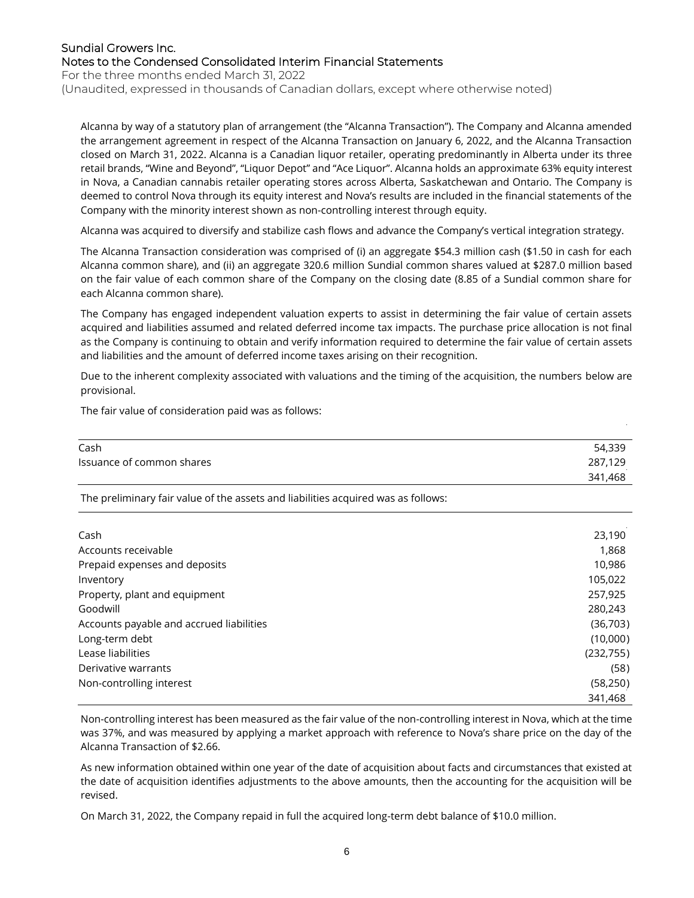Alcanna by way of a statutory plan of arrangement (the "Alcanna Transaction"). The Company and Alcanna amended the arrangement agreement in respect of the Alcanna Transaction on January 6, 2022, and the Alcanna Transaction closed on March 31, 2022. Alcanna is a Canadian liquor retailer, operating predominantly in Alberta under its three retail brands, "Wine and Beyond", "Liquor Depot" and "Ace Liquor". Alcanna holds an approximate 63% equity interest in Nova, a Canadian cannabis retailer operating stores across Alberta, Saskatchewan and Ontario. The Company is deemed to control Nova through its equity interest and Nova's results are included in the financial statements of the Company with the minority interest shown as non-controlling interest through equity.

Alcanna was acquired to diversify and stabilize cash flows and advance the Company's vertical integration strategy.

The Alcanna Transaction consideration was comprised of (i) an aggregate $54.3 million cash ($1.50 in cash for each Alcanna common share), and (ii) an aggregate 320.6 million Sundial common shares valued at $287.0 million based on the fair value of each common share of the Company on the closing date (8.85 of a Sundial common share for each Alcanna common share).

The Company has engaged independent valuation experts to assist in determining the fair value of certain assets acquired and liabilities assumed and related deferred income tax impacts. The purchase price allocation is not final as the Company is continuing to obtain and verify information required to determine the fair value of certain assets and liabilities and the amount of deferred income taxes arising on their recognition.

Due to the inherent complexity associated with valuations and the timing of the acquisition, the numbers below are provisional.

The fair value of consideration paid was as follows:

| | |
|---|---:|
| Cash | 54,339 |
| Issuance of common shares | 287,129 |
| | 341,468 |

The preliminary fair value of the assets and liabilities acquired was as follows:

| | |
|---|---:|
| Cash | 23,190 |
| Accounts receivable | 1,868 |
| Prepaid expenses and deposits | 10,986 |
| Inventory | 105,022 |
| Property, plant and equipment | 257,925 |
| Goodwill | 280,243 |
| Accounts payable and accrued liabilities | (36,703) |
| Long-term debt | (10,000) |
| Lease liabilities | (232,755) |
| Derivative warrants | (58) |
| Non-controlling interest | (58,250) |
| | 341,468 |

Non-controlling interest has been measured as the fair value of the non-controlling interest in Nova, which at the time was 37%, and was measured by applying a market approach with reference to Nova's share price on the day of the Alcanna Transaction of $2.66.

As new information obtained within one year of the date of acquisition about facts and circumstances that existed at the date of acquisition identifies adjustments to the above amounts, then the accounting for the acquisition will be revised.

On March 31, 2022, the Company repaid in full the acquired long-term debt balance of $10.0 million.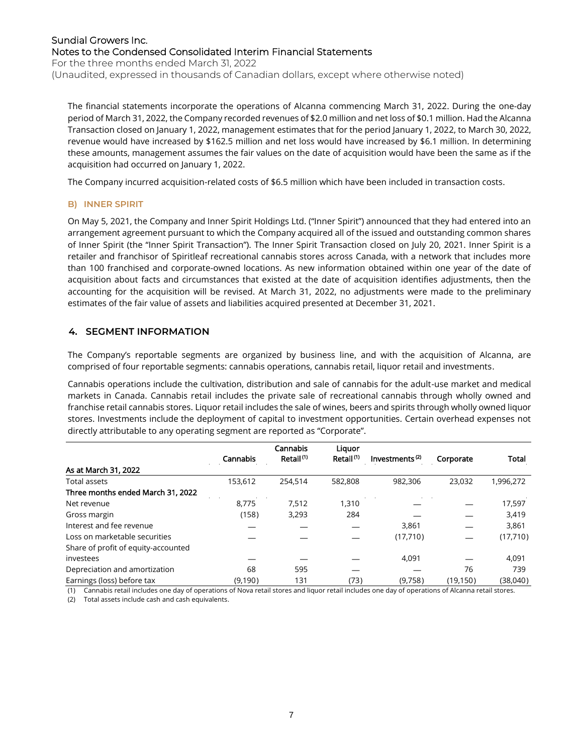The financial statements incorporate the operations of Alcanna commencing March 31, 2022. During the one-day period of March 31, 2022, the Company recorded revenues of $2.0 million and net loss of $0.1 million. Had the Alcanna Transaction closed on January 1, 2022, management estimates that for the period January 1, 2022, to March 30, 2022, revenue would have increased by $162.5 million and net loss would have increased by $6.1 million. In determining these amounts, management assumes the fair values on the date of acquisition would have been the same as if the acquisition had occurred on January 1, 2022.

The Company incurred acquisition-related costs of $6.5 million which have been included in transaction costs.

### B) INNER SPIRIT

On May 5, 2021, the Company and Inner Spirit Holdings Ltd. ("Inner Spirit") announced that they had entered into an arrangement agreement pursuant to which the Company acquired all of the issued and outstanding common shares of Inner Spirit (the "Inner Spirit Transaction"). The Inner Spirit Transaction closed on July 20, 2021. Inner Spirit is a retailer and franchisor of Spiritleaf recreational cannabis stores across Canada, with a network that includes more than 100 franchised and corporate-owned locations. As new information obtained within one year of the date of acquisition about facts and circumstances that existed at the date of acquisition identifies adjustments, then the accounting for the acquisition will be revised. At March 31, 2022, no adjustments were made to the preliminary estimates of the fair value of assets and liabilities acquired presented at December 31, 2021.

## 4. SEGMENT INFORMATION

The Company's reportable segments are organized by business line, and with the acquisition of Alcanna, are comprised of four reportable segments: cannabis operations, cannabis retail, liquor retail and investments.

Cannabis operations include the cultivation, distribution and sale of cannabis for the adult-use market and medical markets in Canada. Cannabis retail includes the private sale of recreational cannabis through wholly owned and franchise retail cannabis stores. Liquor retail includes the sale of wines, beers and spirits through wholly owned liquor stores. Investments include the deployment of capital to investment opportunities. Certain overhead expenses not directly attributable to any operating segment are reported as "Corporate".

| | Cannabis | Cannabis Retail [1] | Liquor Retail [1] | Investments [2] | Corporate | Total |
|---|---|---|---|---|---|---|
| **As at March 31, 2022** | | | | | | |
| Total assets | 153,612 | 254,514 | 582,808 | 982,306 | 23,032 | 1,996,272 |
| **Three months ended March 31, 2022** | | | | | | |
| Net revenue | 8,775 | 7,512 | 1,310 | — | — | 17,597 |
| Gross margin | (158) | 3,293 | 284 | — | — | 3,419 |
| Interest and fee revenue | — | — | — | 3,861 | — | 3,861 |
| Loss on marketable securities | — | — | — | (17,710) | — | (17,710) |
| Share of profit of equity-accounted investees | — | — | — | 4,091 | — | 4,091 |
| Depreciation and amortization | 68 | 595 | — | — | 76 | 739 |
| Earnings (loss) before tax | (9,190) | 131 | (73) | (9,758) | (19,150) | (38,040) |

(1) Cannabis retail includes one day of operations of Nova retail stores and liquor retail includes one day of operations of Alcanna retail stores.

(2) Total assets include cash and cash equivalents.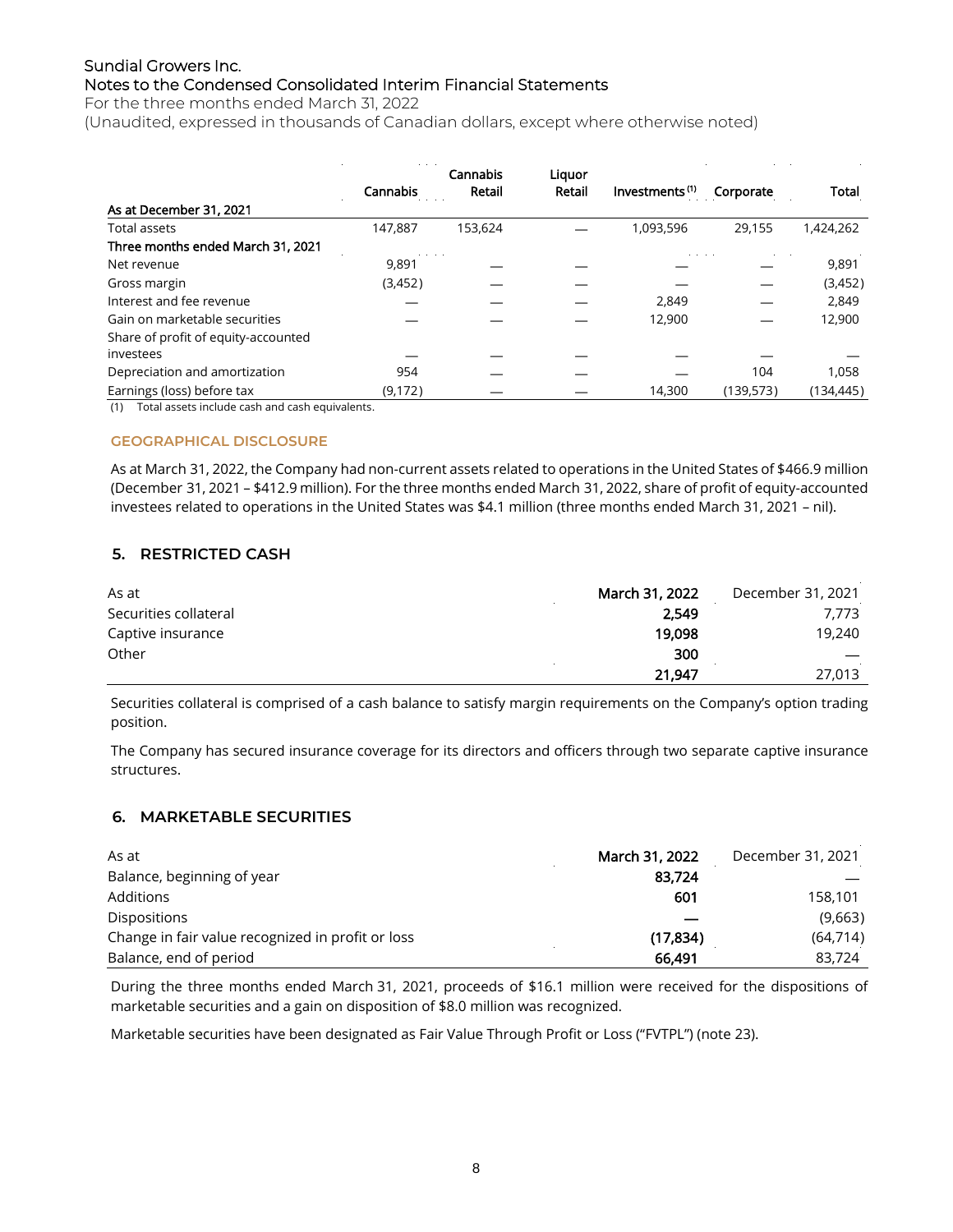| | Cannabis | Cannabis Retail | Liquor Retail | Investments [1] | Corporate | Total |
|---|---|---|---|---|---|---|
| **As at December 31, 2021** | | | | | | |
| Total assets | 147,887 | 153,624 | — | 1,093,596 | 29,155 | 1,424,262 |
| **Three months ended March 31, 2021** | | | | | | |
| Net revenue | 9,891 | — | — | — | — | 9,891 |
| Gross margin | (3,452) | — | — | — | — | (3,452) |
| Interest and fee revenue | — | — | — | 2,849 | — | 2,849 |
| Gain on marketable securities | — | — | — | 12,900 | — | 12,900 |
| Share of profit of equity-accounted investees | — | — | — | — | — | — |
| Depreciation and amortization | 954 | — | — | — | 104 | 1,058 |
| Earnings (loss) before tax | (9,172) | — | — | 14,300 | (139,573) | (134,445) |

(1) Total assets include cash and cash equivalents.

### GEOGRAPHICAL DISCLOSURE

As at March 31, 2022, the Company had non-current assets related to operations in the United States of $466.9 million (December 31, 2021 – $412.9 million). For the three months ended March 31, 2022, share of profit of equity-accounted investees related to operations in the United States was $4.1 million (three months ended March 31, 2021 – nil).

## 5. RESTRICTED CASH

| As at | **March 31, 2022** | December 31, 2021 |
|---|---|---|
| Securities collateral | **2,549** | 7,773 |
| Captive insurance | **19,098** | 19,240 |
| Other | **300** | — |
| | **21,947** | 27,013 |

Securities collateral is comprised of a cash balance to satisfy margin requirements on the Company's option trading position.

The Company has secured insurance coverage for its directors and officers through two separate captive insurance structures.

## 6. MARKETABLE SECURITIES

| As at | **March 31, 2022** | December 31, 2021 |
|---|---|---|
| Balance, beginning of year | **83,724** | — |
| Additions | **601** | 158,101 |
| Dispositions | **—** | (9,663) |
| Change in fair value recognized in profit or loss | **(17,834)** | (64,714) |
| Balance, end of period | **66,491** | 83,724 |

During the three months ended March 31, 2021, proceeds of $16.1 million were received for the dispositions of marketable securities and a gain on disposition of $8.0 million was recognized.

Marketable securities have been designated as Fair Value Through Profit or Loss ("FVTPL") (note 23).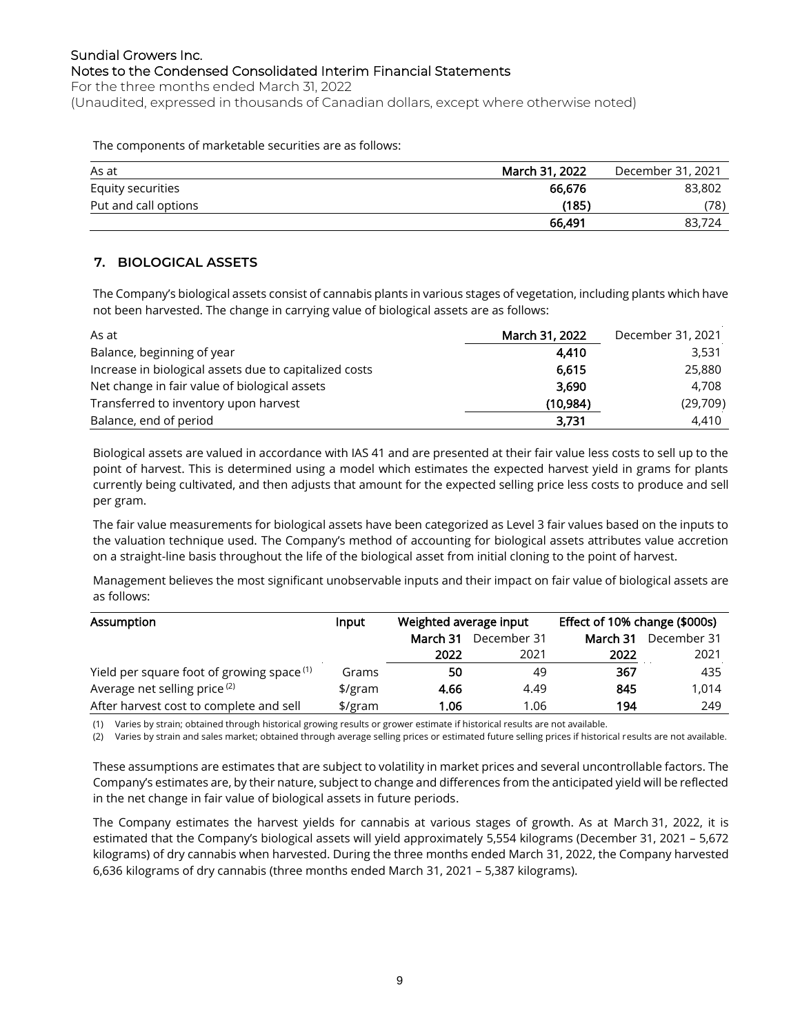The components of marketable securities are as follows:

| As at | March 31, 2022 | December 31, 2021 |
|---|---|---|
| Equity securities | **66,676** | 83,802 |
| Put and call options | **(185)** | (78) |
| | **66,491** | 83,724 |

## 7. BIOLOGICAL ASSETS

The Company's biological assets consist of cannabis plants in various stages of vegetation, including plants which have not been harvested. The change in carrying value of biological assets are as follows:

| As at | March 31, 2022 | December 31, 2021 |
|---|---|---|
| Balance, beginning of year | **4,410** | 3,531 |
| Increase in biological assets due to capitalized costs | **6,615** | 25,880 |
| Net change in fair value of biological assets | **3,690** | 4,708 |
| Transferred to inventory upon harvest | **(10,984)** | (29,709) |
| Balance, end of period | **3,731** | 4,410 |

Biological assets are valued in accordance with IAS 41 and are presented at their fair value less costs to sell up to the point of harvest. This is determined using a model which estimates the expected harvest yield in grams for plants currently being cultivated, and then adjusts that amount for the expected selling price less costs to produce and sell per gram.

The fair value measurements for biological assets have been categorized as Level 3 fair values based on the inputs to the valuation technique used. The Company's method of accounting for biological assets attributes value accretion on a straight-line basis throughout the life of the biological asset from initial cloning to the point of harvest.

Management believes the most significant unobservable inputs and their impact on fair value of biological assets are as follows:

| Assumption | Input | Weighted average input | | Effect of 10% change ($000s) | |
|---|---|---|---|---|---|
| | | **March 31 2022** | December 31 2021 | **March 31 2022** | December 31 2021 |
| Yield per square foot of growing space [(1)] | Grams | **50** | 49 | **367** | 435 |
| Average net selling price [(2)] | $/gram | **4.66** | 4.49 | **845** | 1,014 |
| After harvest cost to complete and sell | $/gram | **1.06** | 1.06 | **194** | 249 |

(1) Varies by strain; obtained through historical growing results or grower estimate if historical results are not available.

(2) Varies by strain and sales market; obtained through average selling prices or estimated future selling prices if historical results are not available.

These assumptions are estimates that are subject to volatility in market prices and several uncontrollable factors. The Company's estimates are, by their nature, subject to change and differences from the anticipated yield will be reflected in the net change in fair value of biological assets in future periods.

The Company estimates the harvest yields for cannabis at various stages of growth. As at March 31, 2022, it is estimated that the Company's biological assets will yield approximately 5,554 kilograms (December 31, 2021 – 5,672 kilograms) of dry cannabis when harvested. During the three months ended March 31, 2022, the Company harvested 6,636 kilograms of dry cannabis (three months ended March 31, 2021 – 5,387 kilograms).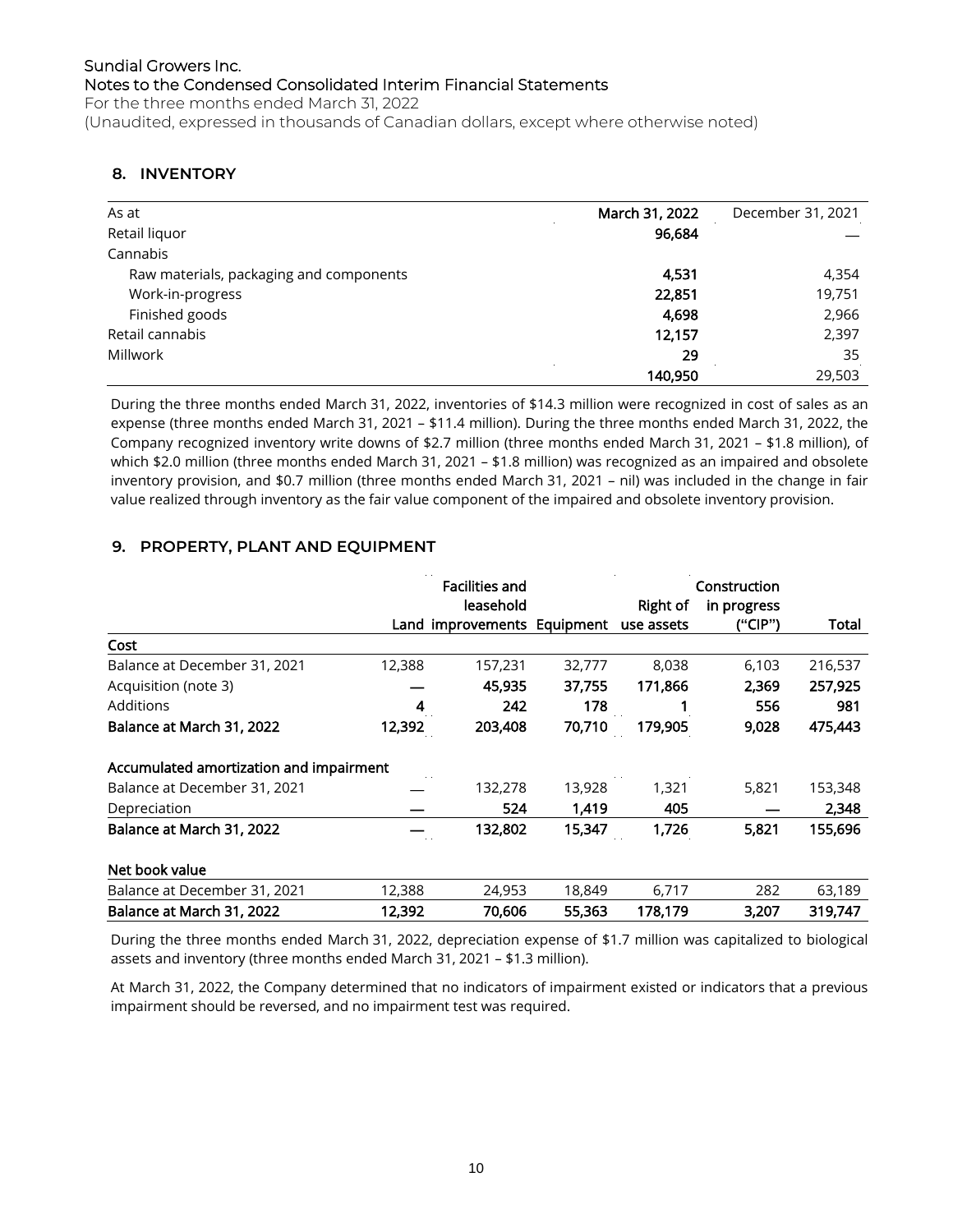## 8. INVENTORY

| As at | March 31, 2022 | December 31, 2021 |
|---|---|---|
| Retail liquor | 96,684 | — |
| Cannabis | | |
| Raw materials, packaging and components | 4,531 | 4,354 |
| Work-in-progress | 22,851 | 19,751 |
| Finished goods | 4,698 | 2,966 |
| Retail cannabis | 12,157 | 2,397 |
| Millwork | 29 | 35 |
| | 140,950 | 29,503 |

During the three months ended March 31, 2022, inventories of $14.3 million were recognized in cost of sales as an expense (three months ended March 31, 2021 – $11.4 million). During the three months ended March 31, 2022, the Company recognized inventory write downs of $2.7 million (three months ended March 31, 2021 – $1.8 million), of which $2.0 million (three months ended March 31, 2021 – $1.8 million) was recognized as an impaired and obsolete inventory provision, and $0.7 million (three months ended March 31, 2021 – nil) was included in the change in fair value realized through inventory as the fair value component of the impaired and obsolete inventory provision.

## 9. PROPERTY, PLANT AND EQUIPMENT

| | Land | Facilities and leasehold improvements | Equipment | Right of use assets | Construction in progress ("CIP") | Total |
|---|---|---|---|---|---|---|
| **Cost** | | | | | | |
| Balance at December 31, 2021 | 12,388 | 157,231 | 32,777 | 8,038 | 6,103 | 216,537 |
| Acquisition (note 3) | — | 45,935 | 37,755 | 171,866 | 2,369 | 257,925 |
| Additions | 4 | 242 | 178 | 1 | 556 | 981 |
| **Balance at March 31, 2022** | **12,392** | **203,408** | **70,710** | **179,905** | **9,028** | **475,443** |
| | | | | | | |
| **Accumulated amortization and impairment** | | | | | | |
| Balance at December 31, 2021 | — | 132,278 | 13,928 | 1,321 | 5,821 | 153,348 |
| Depreciation | — | 524 | 1,419 | 405 | — | 2,348 |
| **Balance at March 31, 2022** | **—** | **132,802** | **15,347** | **1,726** | **5,821** | **155,696** |
| | | | | | | |
| **Net book value** | | | | | | |
| Balance at December 31, 2021 | 12,388 | 24,953 | 18,849 | 6,717 | 282 | 63,189 |
| **Balance at March 31, 2022** | **12,392** | **70,606** | **55,363** | **178,179** | **3,207** | **319,747** |

During the three months ended March 31, 2022, depreciation expense of $1.7 million was capitalized to biological assets and inventory (three months ended March 31, 2021 – $1.3 million).

At March 31, 2022, the Company determined that no indicators of impairment existed or indicators that a previous impairment should be reversed, and no impairment test was required.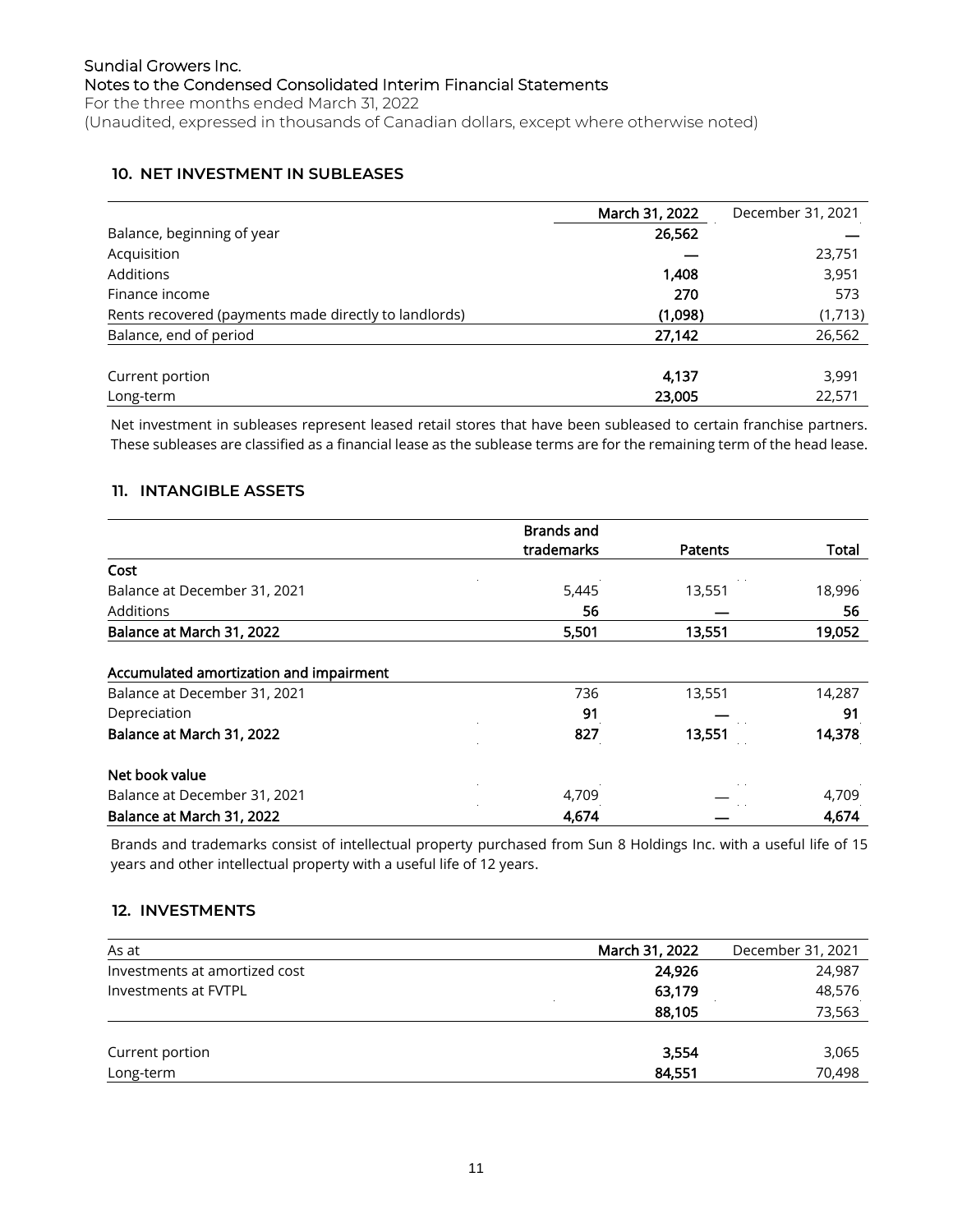## 10. NET INVESTMENT IN SUBLEASES

| | March 31, 2022 | December 31, 2021 |
|---|---|---|
| Balance, beginning of year | **26,562** | — |
| Acquisition | **—** | 23,751 |
| Additions | **1,408** | 3,951 |
| Finance income | **270** | 573 |
| Rents recovered (payments made directly to landlords) | **(1,098)** | (1,713) |
| Balance, end of period | **27,142** | 26,562 |
| | | |
| Current portion | **4,137** | 3,991 |
| Long-term | **23,005** | 22,571 |

Net investment in subleases represent leased retail stores that have been subleased to certain franchise partners. These subleases are classified as a financial lease as the sublease terms are for the remaining term of the head lease.

## 11. INTANGIBLE ASSETS

| | Brands and trademarks | Patents | Total |
|---|---|---|---|
| **Cost** | | | |
| Balance at December 31, 2021 | 5,445 | 13,551 | 18,996 |
| Additions | **56** | **—** | **56** |
| **Balance at March 31, 2022** | **5,501** | **13,551** | **19,052** |
| | | | |
| **Accumulated amortization and impairment** | | | |
| Balance at December 31, 2021 | 736 | 13,551 | 14,287 |
| Depreciation | **91** | **—** | **91** |
| **Balance at March 31, 2022** | **827** | **13,551** | **14,378** |
| | | | |
| **Net book value** | | | |
| Balance at December 31, 2021 | 4,709 | — | 4,709 |
| **Balance at March 31, 2022** | **4,674** | **—** | **4,674** |

Brands and trademarks consist of intellectual property purchased from Sun 8 Holdings Inc. with a useful life of 15 years and other intellectual property with a useful life of 12 years.

## 12. INVESTMENTS

| As at | March 31, 2022 | December 31, 2021 |
|---|---|---|
| Investments at amortized cost | **24,926** | 24,987 |
| Investments at FVTPL | **63,179** | 48,576 |
| | **88,105** | 73,563 |
| | | |
| Current portion | **3,554** | 3,065 |
| Long-term | **84,551** | 70,498 |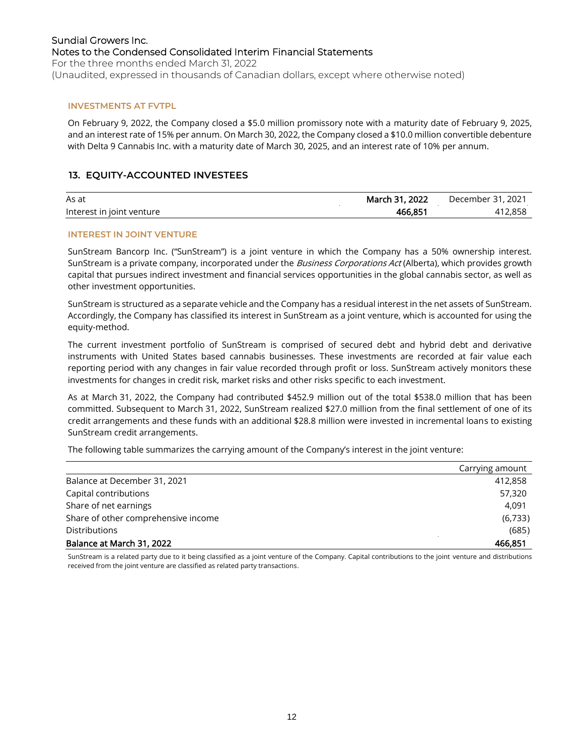#### INVESTMENTS AT FVTPL

On February 9, 2022, the Company closed a $5.0 million promissory note with a maturity date of February 9, 2025, and an interest rate of 15% per annum. On March 30, 2022, the Company closed a $10.0 million convertible debenture with Delta 9 Cannabis Inc. with a maturity date of March 30, 2025, and an interest rate of 10% per annum.

## 13. EQUITY-ACCOUNTED INVESTEES

| As at | **March 31, 2022** | December 31, 2021 |
|---|---|---|
| Interest in joint venture | **466,851** | 412,858 |

#### INTEREST IN JOINT VENTURE

SunStream Bancorp Inc. ("SunStream") is a joint venture in which the Company has a 50% ownership interest. SunStream is a private company, incorporated under the *Business Corporations Act* (Alberta), which provides growth capital that pursues indirect investment and financial services opportunities in the global cannabis sector, as well as other investment opportunities.

SunStream is structured as a separate vehicle and the Company has a residual interest in the net assets of SunStream. Accordingly, the Company has classified its interest in SunStream as a joint venture, which is accounted for using the equity-method.

The current investment portfolio of SunStream is comprised of secured debt and hybrid debt and derivative instruments with United States based cannabis businesses. These investments are recorded at fair value each reporting period with any changes in fair value recorded through profit or loss. SunStream actively monitors these investments for changes in credit risk, market risks and other risks specific to each investment.

As at March 31, 2022, the Company had contributed $452.9 million out of the total $538.0 million that has been committed. Subsequent to March 31, 2022, SunStream realized $27.0 million from the final settlement of one of its credit arrangements and these funds with an additional $28.8 million were invested in incremental loans to existing SunStream credit arrangements.

The following table summarizes the carrying amount of the Company's interest in the joint venture:

| | Carrying amount |
|---|---|
| Balance at December 31, 2021 | 412,858 |
| Capital contributions | 57,320 |
| Share of net earnings | 4,091 |
| Share of other comprehensive income | (6,733) |
| Distributions | (685) |
| **Balance at March 31, 2022** | **466,851** |

SunStream is a related party due to it being classified as a joint venture of the Company. Capital contributions to the joint venture and distributions received from the joint venture are classified as related party transactions.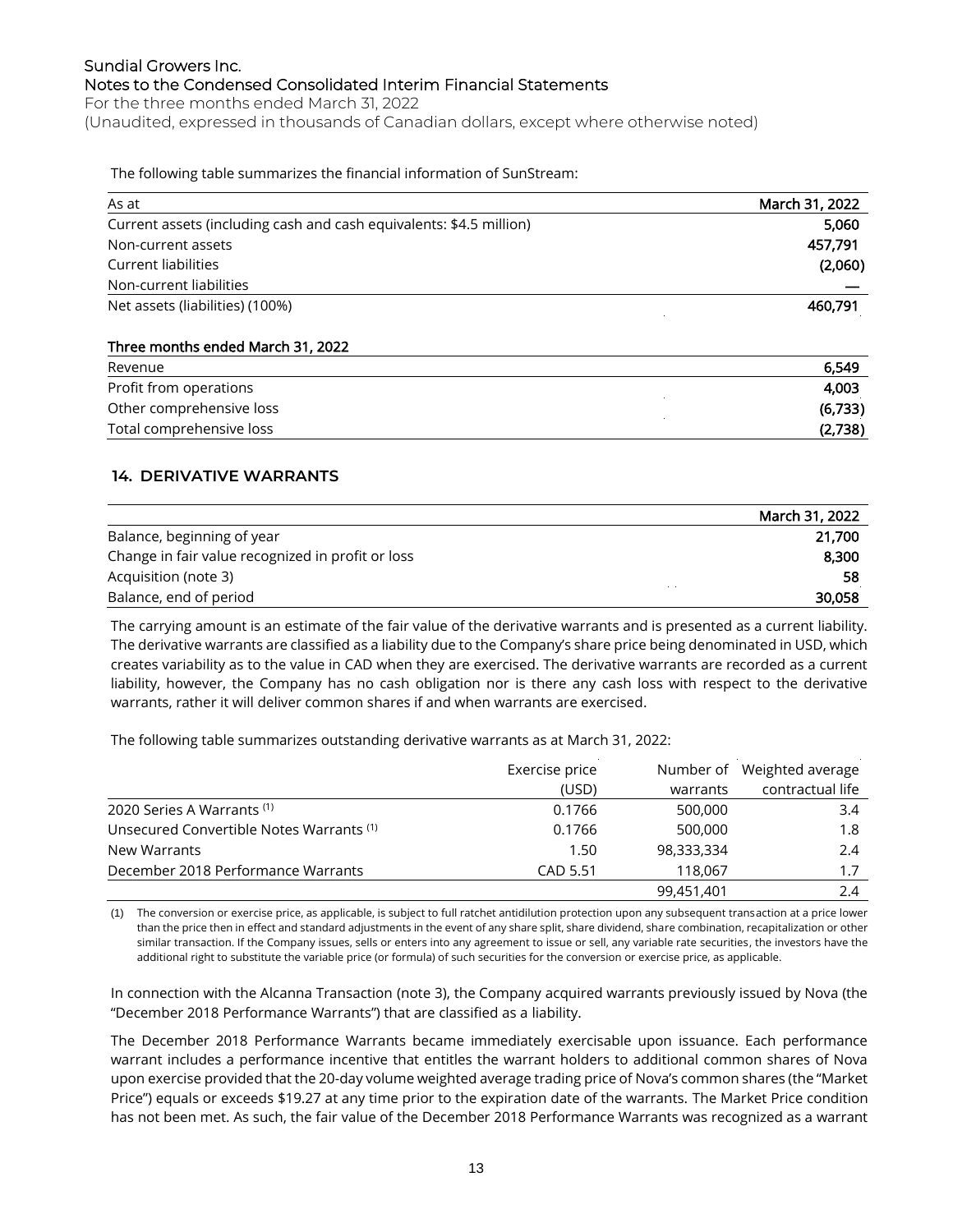The following table summarizes the financial information of SunStream:

| As at | March 31, 2022 |
|---|---|
| Current assets (including cash and cash equivalents: $4.5 million) | 5,060 |
| Non-current assets | 457,791 |
| Current liabilities | (2,060) |
| Non-current liabilities | — |
| Net assets (liabilities) (100%) | 460,791 |

| Three months ended March 31, 2022 | |
|---|---|
| Revenue | 6,549 |
| Profit from operations | 4,003 |
| Other comprehensive loss | (6,733) |
| Total comprehensive loss | (2,738) |

## 14. DERIVATIVE WARRANTS

| | March 31, 2022 |
|---|---|
| Balance, beginning of year | 21,700 |
| Change in fair value recognized in profit or loss | 8,300 |
| Acquisition (note 3) | 58 |
| Balance, end of period | 30,058 |

The carrying amount is an estimate of the fair value of the derivative warrants and is presented as a current liability. The derivative warrants are classified as a liability due to the Company's share price being denominated in USD, which creates variability as to the value in CAD when they are exercised. The derivative warrants are recorded as a current liability, however, the Company has no cash obligation nor is there any cash loss with respect to the derivative warrants, rather it will deliver common shares if and when warrants are exercised.

The following table summarizes outstanding derivative warrants as at March 31, 2022:

| | Exercise price (USD) | Number of warrants | Weighted average contractual life |
|---|---|---|---|
| 2020 Series A Warrants (1) | 0.1766 | 500,000 | 3.4 |
| Unsecured Convertible Notes Warrants (1) | 0.1766 | 500,000 | 1.8 |
| New Warrants | 1.50 | 98,333,334 | 2.4 |
| December 2018 Performance Warrants | CAD 5.51 | 118,067 | 1.7 |
| | | 99,451,401 | 2.4 |

(1) The conversion or exercise price, as applicable, is subject to full ratchet antidilution protection upon any subsequent transaction at a price lower than the price then in effect and standard adjustments in the event of any share split, share dividend, share combination, recapitalization or other similar transaction. If the Company issues, sells or enters into any agreement to issue or sell, any variable rate securities, the investors have the additional right to substitute the variable price (or formula) of such securities for the conversion or exercise price, as applicable.

In connection with the Alcanna Transaction (note 3), the Company acquired warrants previously issued by Nova (the "December 2018 Performance Warrants") that are classified as a liability.

The December 2018 Performance Warrants became immediately exercisable upon issuance. Each performance warrant includes a performance incentive that entitles the warrant holders to additional common shares of Nova upon exercise provided that the 20-day volume weighted average trading price of Nova's common shares (the "Market Price") equals or exceeds $19.27 at any time prior to the expiration date of the warrants. The Market Price condition has not been met. As such, the fair value of the December 2018 Performance Warrants was recognized as a warrant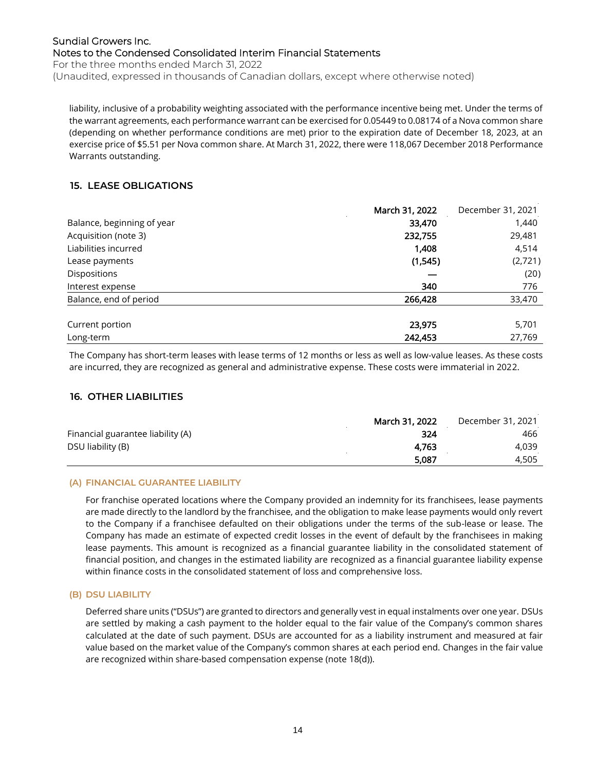liability, inclusive of a probability weighting associated with the performance incentive being met. Under the terms of the warrant agreements, each performance warrant can be exercised for 0.05449 to 0.08174 of a Nova common share (depending on whether performance conditions are met) prior to the expiration date of December 18, 2023, at an exercise price of $5.51 per Nova common share. At March 31, 2022, there were 118,067 December 2018 Performance Warrants outstanding.

## 15. LEASE OBLIGATIONS

| | **March 31, 2022** | December 31, 2021 |
|---|---|---|
| Balance, beginning of year | **33,470** | 1,440 |
| Acquisition (note 3) | **232,755** | 29,481 |
| Liabilities incurred | **1,408** | 4,514 |
| Lease payments | **(1,545)** | (2,721) |
| Dispositions | **—** | (20) |
| Interest expense | **340** | 776 |
| Balance, end of period | **266,428** | 33,470 |
| | | |
| Current portion | **23,975** | 5,701 |
| Long-term | **242,453** | 27,769 |

The Company has short-term leases with lease terms of 12 months or less as well as low-value leases. As these costs are incurred, they are recognized as general and administrative expense. These costs were immaterial in 2022.

## 16. OTHER LIABILITIES

| | **March 31, 2022** | December 31, 2021 |
|---|---|---|
| Financial guarantee liability (A) | **324** | 466 |
| DSU liability (B) | **4,763** | 4,039 |
| | **5,087** | 4,505 |

### (A) FINANCIAL GUARANTEE LIABILITY

For franchise operated locations where the Company provided an indemnity for its franchisees, lease payments are made directly to the landlord by the franchisee, and the obligation to make lease payments would only revert to the Company if a franchisee defaulted on their obligations under the terms of the sub-lease or lease. The Company has made an estimate of expected credit losses in the event of default by the franchisees in making lease payments. This amount is recognized as a financial guarantee liability in the consolidated statement of financial position, and changes in the estimated liability are recognized as a financial guarantee liability expense within finance costs in the consolidated statement of loss and comprehensive loss.

### (B) DSU LIABILITY

Deferred share units ("DSUs") are granted to directors and generally vest in equal instalments over one year. DSUs are settled by making a cash payment to the holder equal to the fair value of the Company's common shares calculated at the date of such payment. DSUs are accounted for as a liability instrument and measured at fair value based on the market value of the Company's common shares at each period end. Changes in the fair value are recognized within share-based compensation expense (note 18(d)).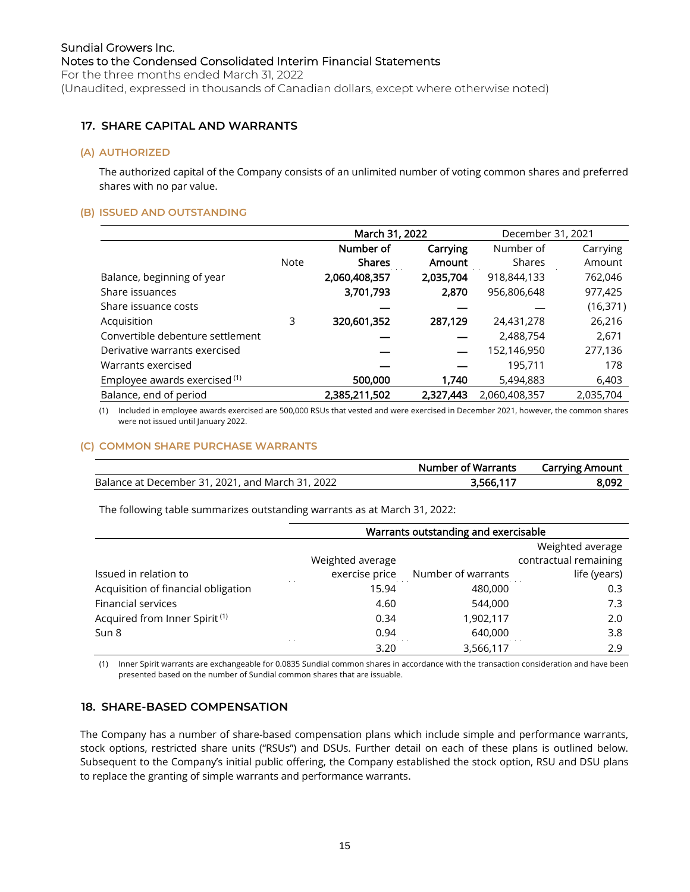## 17. SHARE CAPITAL AND WARRANTS

### (A) AUTHORIZED

The authorized capital of the Company consists of an unlimited number of voting common shares and preferred shares with no par value.

### (B) ISSUED AND OUTSTANDING

| | | March 31, 2022 | | December 31, 2021 | |
|---|---|---|---|---|---|
| | Note | Number of Shares | Carrying Amount | Number of Shares | Carrying Amount |
| Balance, beginning of year | | 2,060,408,357 | 2,035,704 | 918,844,133 | 762,046 |
| Share issuances | | 3,701,793 | 2,870 | 956,806,648 | 977,425 |
| Share issuance costs | | — | — | — | (16,371) |
| Acquisition | 3 | 320,601,352 | 287,129 | 24,431,278 | 26,216 |
| Convertible debenture settlement | | — | — | 2,488,754 | 2,671 |
| Derivative warrants exercised | | — | — | 152,146,950 | 277,136 |
| Warrants exercised | | — | — | 195,711 | 178 |
| Employee awards exercised [(1)] | | 500,000 | 1,740 | 5,494,883 | 6,403 |
| Balance, end of period | | 2,385,211,502 | 2,327,443 | 2,060,408,357 | 2,035,704 |

(1) Included in employee awards exercised are 500,000 RSUs that vested and were exercised in December 2021, however, the common shares were not issued until January 2022.

### (C) COMMON SHARE PURCHASE WARRANTS

| | Number of Warrants | Carrying Amount |
|---|---|---|
| Balance at December 31, 2021, and March 31, 2022 | 3,566,117 | 8,092 |

The following table summarizes outstanding warrants as at March 31, 2022:

| | Warrants outstanding and exercisable | | |
|---|---|---|---|
| Issued in relation to | Weighted average exercise price | Number of warrants | Weighted average contractual remaining life (years) |
| Acquisition of financial obligation | 15.94 | 480,000 | 0.3 |
| Financial services | 4.60 | 544,000 | 7.3 |
| Acquired from Inner Spirit [(1)] | 0.34 | 1,902,117 | 2.0 |
| Sun 8 | 0.94 | 640,000 | 3.8 |
| | 3.20 | 3,566,117 | 2.9 |

(1) Inner Spirit warrants are exchangeable for 0.0835 Sundial common shares in accordance with the transaction consideration and have been presented based on the number of Sundial common shares that are issuable.

## 18. SHARE-BASED COMPENSATION

The Company has a number of share-based compensation plans which include simple and performance warrants, stock options, restricted share units ("RSUs") and DSUs. Further detail on each of these plans is outlined below. Subsequent to the Company's initial public offering, the Company established the stock option, RSU and DSU plans to replace the granting of simple warrants and performance warrants.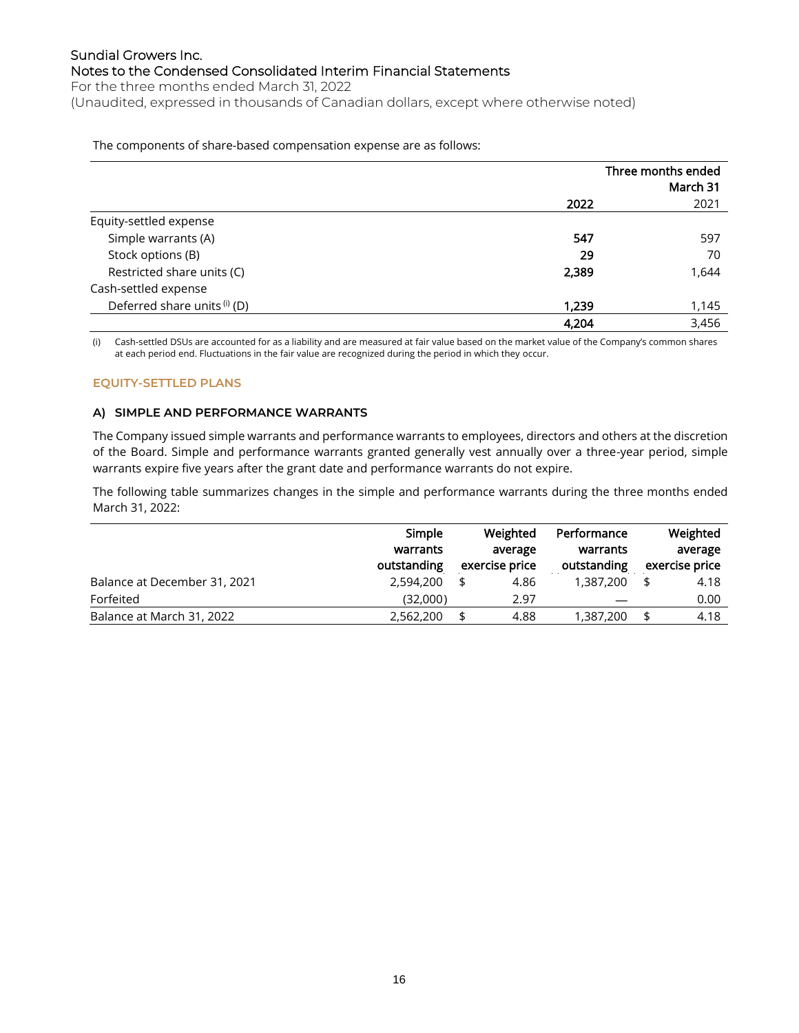The components of share-based compensation expense are as follows:

| | Three months ended March 31 | |
|---|---|---|
| | **2022** | 2021 |
| Equity-settled expense | | |
| Simple warrants (A) | **547** | 597 |
| Stock options (B) | **29** | 70 |
| Restricted share units (C) | **2,389** | 1,644 |
| Cash-settled expense | | |
| Deferred share units [(i)] (D) | **1,239** | 1,145 |
| | **4,204** | 3,456 |

(i) Cash-settled DSUs are accounted for as a liability and are measured at fair value based on the market value of the Company's common shares at each period end. Fluctuations in the fair value are recognized during the period in which they occur.

## EQUITY-SETTLED PLANS

### A) SIMPLE AND PERFORMANCE WARRANTS

The Company issued simple warrants and performance warrants to employees, directors and others at the discretion of the Board. Simple and performance warrants granted generally vest annually over a three-year period, simple warrants expire five years after the grant date and performance warrants do not expire.

The following table summarizes changes in the simple and performance warrants during the three months ended March 31, 2022:

| | Simple warrants outstanding | Weighted average exercise price | Performance warrants outstanding | Weighted average exercise price |
|---|---|---|---|---|
| Balance at December 31, 2021 | 2,594,200 | $ 4.86 | 1,387,200 | $ 4.18 |
| Forfeited | (32,000) | 2.97 | — | 0.00 |
| Balance at March 31, 2022 | 2,562,200 | $ 4.88 | 1,387,200 | $ 4.18 |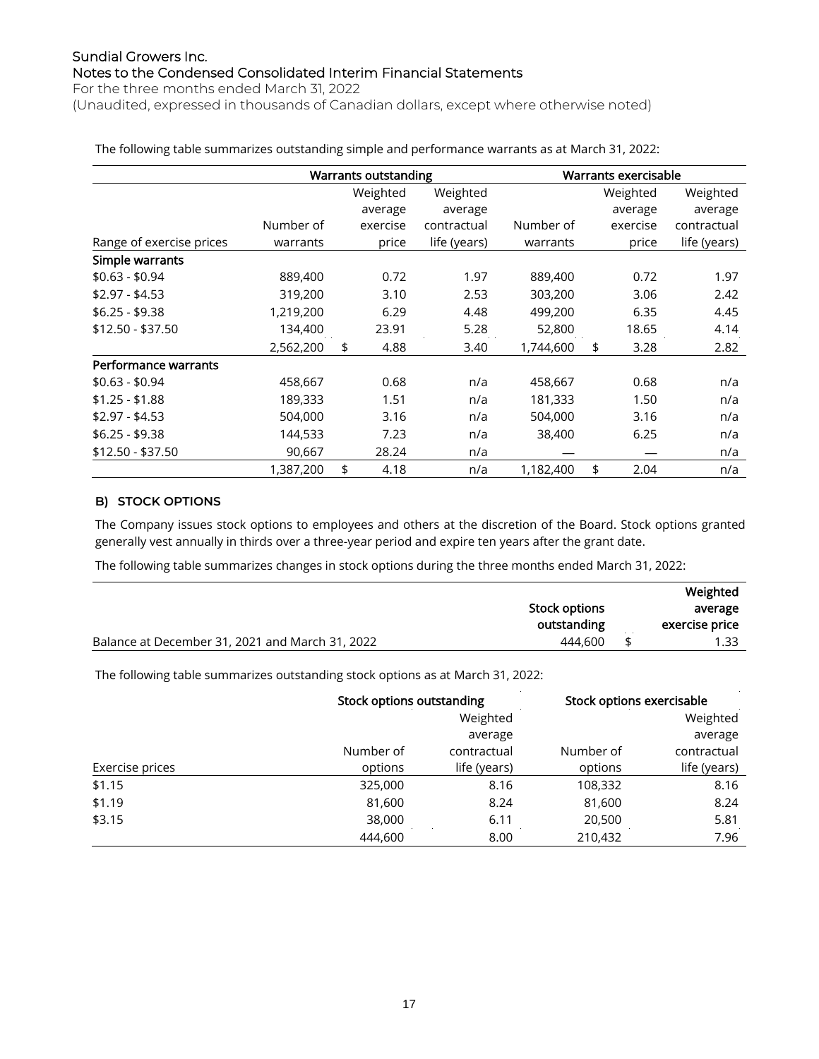The following table summarizes outstanding simple and performance warrants as at March 31, 2022:

| | Warrants outstanding | | | Warrants exercisable | | |
|---|---|---|---|---|---|---|
| Range of exercise prices | Number of warrants | Weighted average exercise price | Weighted average contractual life (years) | Number of warrants | Weighted average exercise price | Weighted average contractual life (years) |
| **Simple warrants** | | | | | | |
| $0.63 - $0.94 | 889,400 | 0.72 | 1.97 | 889,400 | 0.72 | 1.97 |
| $2.97 - $4.53 | 319,200 | 3.10 | 2.53 | 303,200 | 3.06 | 2.42 |
| $6.25 - $9.38 | 1,219,200 | 6.29 | 4.48 | 499,200 | 6.35 | 4.45 |
| $12.50 - $37.50 | 134,400 | 23.91 | 5.28 | 52,800 | 18.65 | 4.14 |
| | 2,562,200 | $ 4.88 | 3.40 | 1,744,600 | $ 3.28 | 2.82 |
| **Performance warrants** | | | | | | |
| $0.63 - $0.94 | 458,667 | 0.68 | n/a | 458,667 | 0.68 | n/a |
| $1.25 - $1.88 | 189,333 | 1.51 | n/a | 181,333 | 1.50 | n/a |
| $2.97 - $4.53 | 504,000 | 3.16 | n/a | 504,000 | 3.16 | n/a |
| $6.25 - $9.38 | 144,533 | 7.23 | n/a | 38,400 | 6.25 | n/a |
| $12.50 - $37.50 | 90,667 | 28.24 | n/a | — | — | n/a |
| | 1,387,200 | $ 4.18 | n/a | 1,182,400 | $ 2.04 | n/a |

### B) STOCK OPTIONS

The Company issues stock options to employees and others at the discretion of the Board. Stock options granted generally vest annually in thirds over a three-year period and expire ten years after the grant date.

The following table summarizes changes in stock options during the three months ended March 31, 2022:

| | Stock options outstanding | Weighted average exercise price |
|---|---|---|
| Balance at December 31, 2021 and March 31, 2022 | 444,600 | $ 1.33 |

The following table summarizes outstanding stock options as at March 31, 2022:

| | Stock options outstanding | | Stock options exercisable | |
|---|---|---|---|---|
| Exercise prices | Number of options | Weighted average contractual life (years) | Number of options | Weighted average contractual life (years) |
| $1.15 | 325,000 | 8.16 | 108,332 | 8.16 |
| $1.19 | 81,600 | 8.24 | 81,600 | 8.24 |
| $3.15 | 38,000 | 6.11 | 20,500 | 5.81 |
| | 444,600 | 8.00 | 210,432 | 7.96 |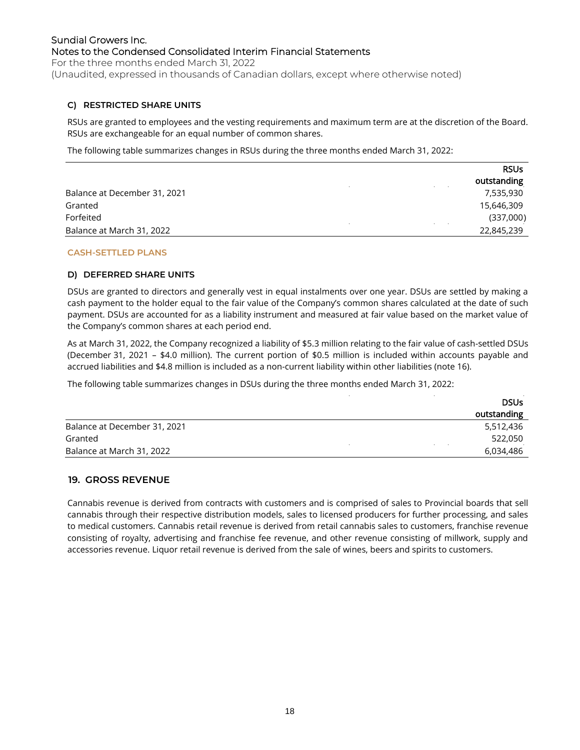### C) RESTRICTED SHARE UNITS

RSUs are granted to employees and the vesting requirements and maximum term are at the discretion of the Board. RSUs are exchangeable for an equal number of common shares.

The following table summarizes changes in RSUs during the three months ended March 31, 2022:

| | RSUs outstanding |
|---|---|
| Balance at December 31, 2021 | 7,535,930 |
| Granted | 15,646,309 |
| Forfeited | (337,000) |
| Balance at March 31, 2022 | 22,845,239 |

**CASH-SETTLED PLANS**

### D) DEFERRED SHARE UNITS

DSUs are granted to directors and generally vest in equal instalments over one year. DSUs are settled by making a cash payment to the holder equal to the fair value of the Company's common shares calculated at the date of such payment. DSUs are accounted for as a liability instrument and measured at fair value based on the market value of the Company's common shares at each period end.

As at March 31, 2022, the Company recognized a liability of $5.3 million relating to the fair value of cash-settled DSUs (December 31, 2021 – $4.0 million). The current portion of $0.5 million is included within accounts payable and accrued liabilities and $4.8 million is included as a non-current liability within other liabilities (note 16).

The following table summarizes changes in DSUs during the three months ended March 31, 2022:

| | DSUs outstanding |
|---|---|
| Balance at December 31, 2021 | 5,512,436 |
| Granted | 522,050 |
| Balance at March 31, 2022 | 6,034,486 |

## 19. GROSS REVENUE

Cannabis revenue is derived from contracts with customers and is comprised of sales to Provincial boards that sell cannabis through their respective distribution models, sales to licensed producers for further processing, and sales to medical customers. Cannabis retail revenue is derived from retail cannabis sales to customers, franchise revenue consisting of royalty, advertising and franchise fee revenue, and other revenue consisting of millwork, supply and accessories revenue. Liquor retail revenue is derived from the sale of wines, beers and spirits to customers.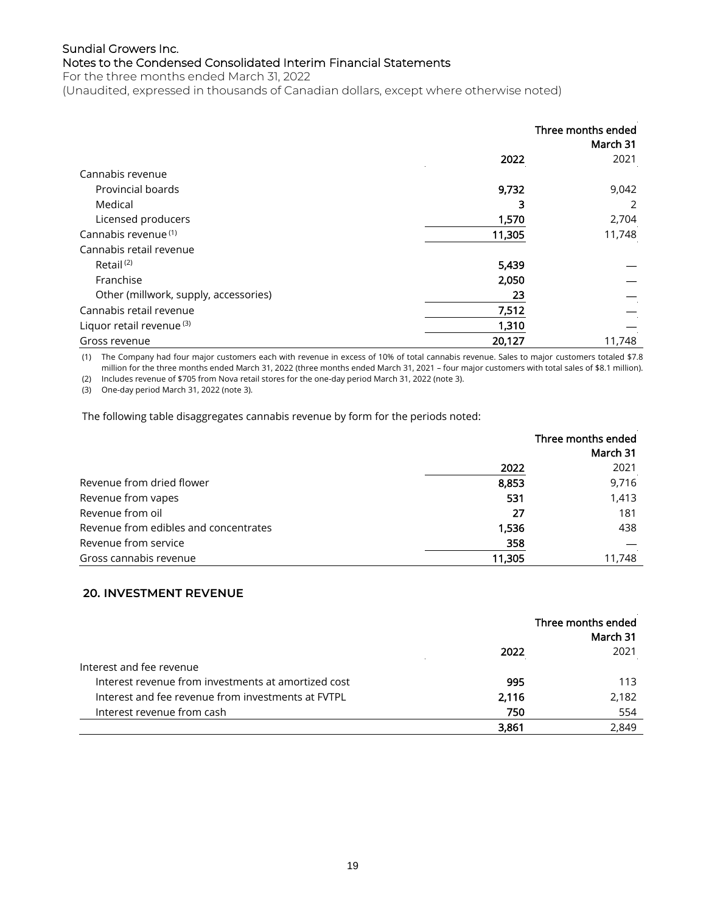Sundial Growers Inc.
Notes to the Condensed Consolidated Interim Financial Statements
For the three months ended March 31, 2022
(Unaudited, expressed in thousands of Canadian dollars, except where otherwise noted)

| | Three months ended March 31 | |
|---|---|---|
| | **2022** | 2021 |
| Cannabis revenue | | |
| Provincial boards | **9,732** | 9,042 |
| Medical | **3** | 2 |
| Licensed producers | **1,570** | 2,704 |
| Cannabis revenue [(1)] | **11,305** | 11,748 |
| Cannabis retail revenue | | |
| Retail [(2)] | **5,439** | — |
| Franchise | **2,050** | — |
| Other (millwork, supply, accessories) | **23** | — |
| Cannabis retail revenue | **7,512** | — |
| Liquor retail revenue [(3)] | **1,310** | — |
| Gross revenue | **20,127** | 11,748 |

(1) The Company had four major customers each with revenue in excess of 10% of total cannabis revenue. Sales to major customers totaled $7.8 million for the three months ended March 31, 2022 (three months ended March 31, 2021 – four major customers with total sales of $8.1 million).
(2) Includes revenue of $705 from Nova retail stores for the one-day period March 31, 2022 (note 3).
(3) One-day period March 31, 2022 (note 3).

The following table disaggregates cannabis revenue by form for the periods noted:

| | Three months ended March 31 | |
|---|---|---|
| | **2022** | 2021 |
| Revenue from dried flower | **8,853** | 9,716 |
| Revenue from vapes | **531** | 1,413 |
| Revenue from oil | **27** | 181 |
| Revenue from edibles and concentrates | **1,536** | 438 |
| Revenue from service | **358** | — |
| Gross cannabis revenue | **11,305** | 11,748 |

## 20. INVESTMENT REVENUE

| | Three months ended March 31 | |
|---|---|---|
| | **2022** | 2021 |
| Interest and fee revenue | | |
| Interest revenue from investments at amortized cost | **995** | 113 |
| Interest and fee revenue from investments at FVTPL | **2,116** | 2,182 |
| Interest revenue from cash | **750** | 554 |
| | **3,861** | 2,849 |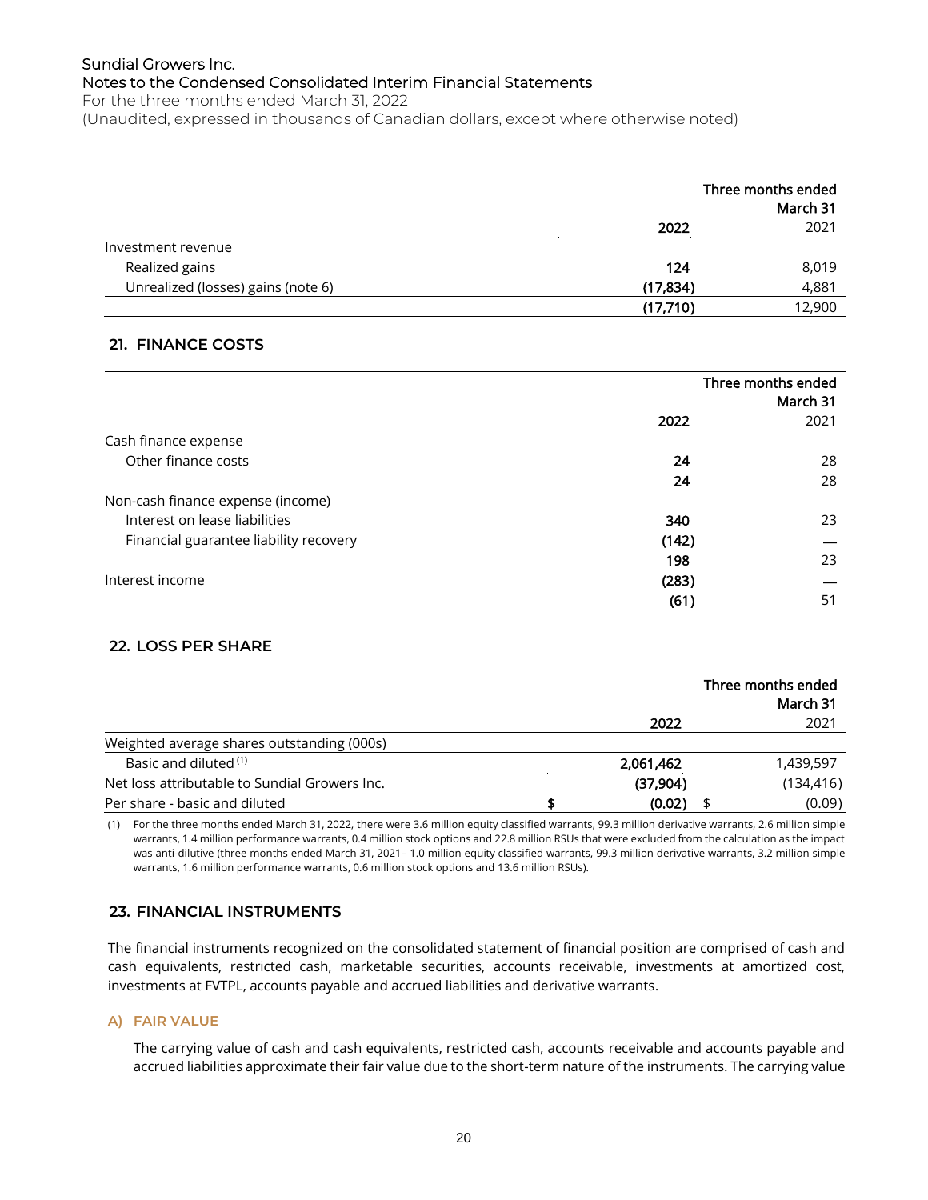| | Three months ended March 31 | |
|---|---|---|
| | **2022** | 2021 |
| Investment revenue | | |
| Realized gains | **124** | 8,019 |
| Unrealized (losses) gains (note 6) | **(17,834)** | 4,881 |
| | **(17,710)** | 12,900 |

## 21. FINANCE COSTS

| | Three months ended March 31 | |
|---|---|---|
| | **2022** | 2021 |
| Cash finance expense | | |
| Other finance costs | **24** | 28 |
| | **24** | 28 |
| Non-cash finance expense (income) | | |
| Interest on lease liabilities | **340** | 23 |
| Financial guarantee liability recovery | **(142)** | — |
| | **198** | 23 |
| Interest income | **(283)** | — |
| | **(61)** | 51 |

## 22. LOSS PER SHARE

| | Three months ended March 31 | |
|---|---|---|
| | **2022** | 2021 |
| Weighted average shares outstanding (000s) | | |
| Basic and diluted [1] | **2,061,462** | 1,439,597 |
| Net loss attributable to Sundial Growers Inc. | **(37,904)** | (134,416) |
| Per share - basic and diluted | **$ (0.02)** | $ (0.09) |

(1) For the three months ended March 31, 2022, there were 3.6 million equity classified warrants, 99.3 million derivative warrants, 2.6 million simple warrants, 1.4 million performance warrants, 0.4 million stock options and 22.8 million RSUs that were excluded from the calculation as the impact was anti-dilutive (three months ended March 31, 2021– 1.0 million equity classified warrants, 99.3 million derivative warrants, 3.2 million simple warrants, 1.6 million performance warrants, 0.6 million stock options and 13.6 million RSUs).

## 23. FINANCIAL INSTRUMENTS

The financial instruments recognized on the consolidated statement of financial position are comprised of cash and cash equivalents, restricted cash, marketable securities, accounts receivable, investments at amortized cost, investments at FVTPL, accounts payable and accrued liabilities and derivative warrants.

### A) FAIR VALUE

The carrying value of cash and cash equivalents, restricted cash, accounts receivable and accounts payable and accrued liabilities approximate their fair value due to the short-term nature of the instruments. The carrying value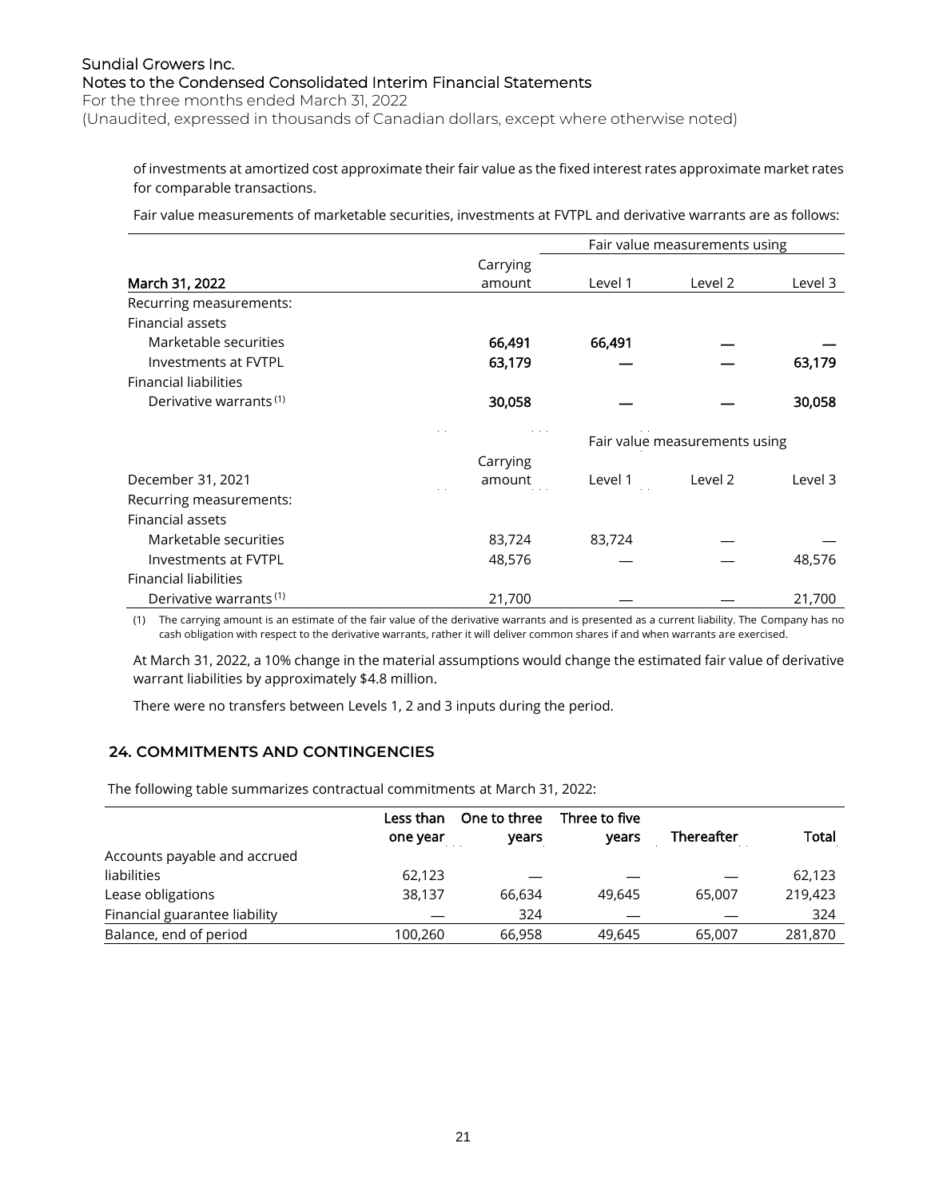of investments at amortized cost approximate their fair value as the fixed interest rates approximate market rates for comparable transactions.

Fair value measurements of marketable securities, investments at FVTPL and derivative warrants are as follows:

| | | Fair value measurements using | | |
|---|---|---|---|---|
| **March 31, 2022** | Carrying amount | Level 1 | Level 2 | Level 3 |
| Recurring measurements: | | | | |
| Financial assets | | | | |
| Marketable securities | **66,491** | **66,491** | **—** | **—** |
| Investments at FVTPL | **63,179** | **—** | **—** | **63,179** |
| Financial liabilities | | | | |
| Derivative warrants [(1)] | **30,058** | **—** | **—** | **30,058** |

| | | Fair value measurements using | | |
|---|---|---|---|---|
| December 31, 2021 | Carrying amount | Level 1 | Level 2 | Level 3 |
| Recurring measurements: | | | | |
| Financial assets | | | | |
| Marketable securities | 83,724 | 83,724 | — | — |
| Investments at FVTPL | 48,576 | — | — | 48,576 |
| Financial liabilities | | | | |
| Derivative warrants [(1)] | 21,700 | — | — | 21,700 |

(1) The carrying amount is an estimate of the fair value of the derivative warrants and is presented as a current liability. The Company has no cash obligation with respect to the derivative warrants, rather it will deliver common shares if and when warrants are exercised.

At March 31, 2022, a 10% change in the material assumptions would change the estimated fair value of derivative warrant liabilities by approximately $4.8 million.

There were no transfers between Levels 1, 2 and 3 inputs during the period.

## 24. COMMITMENTS AND CONTINGENCIES

The following table summarizes contractual commitments at March 31, 2022:

| | **Less than one year** | **One to three years** | **Three to five years** | **Thereafter** | **Total** |
|---|---|---|---|---|---|
| Accounts payable and accrued liabilities | 62,123 | — | — | — | 62,123 |
| Lease obligations | 38,137 | 66,634 | 49,645 | 65,007 | 219,423 |
| Financial guarantee liability | — | 324 | — | — | 324 |
| Balance, end of period | 100,260 | 66,958 | 49,645 | 65,007 | 281,870 |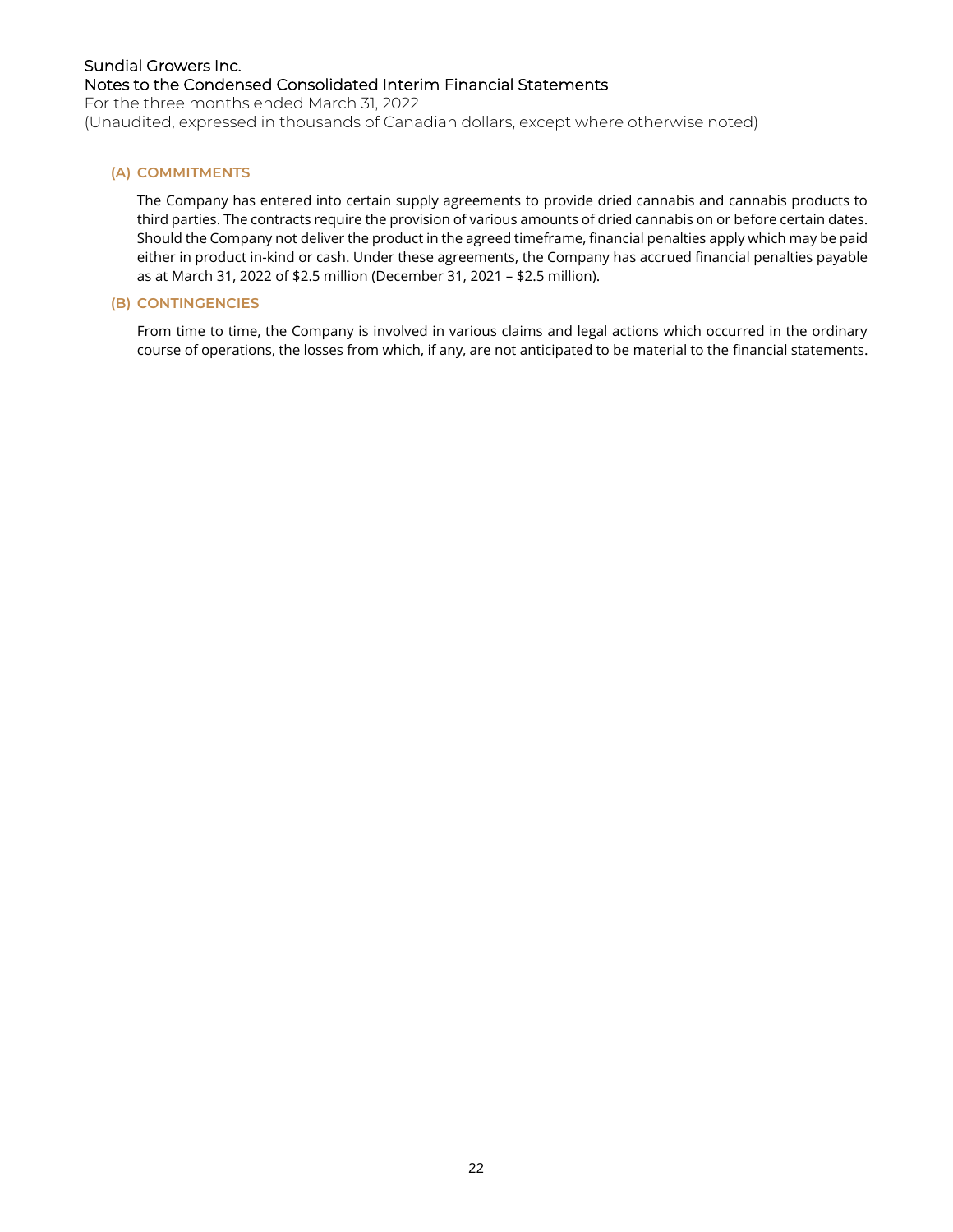### (A) COMMITMENTS

The Company has entered into certain supply agreements to provide dried cannabis and cannabis products to third parties. The contracts require the provision of various amounts of dried cannabis on or before certain dates. Should the Company not deliver the product in the agreed timeframe, financial penalties apply which may be paid either in product in-kind or cash. Under these agreements, the Company has accrued financial penalties payable as at March 31, 2022 of $2.5 million (December 31, 2021 – $2.5 million).

### (B) CONTINGENCIES

From time to time, the Company is involved in various claims and legal actions which occurred in the ordinary course of operations, the losses from which, if any, are not anticipated to be material to the financial statements.